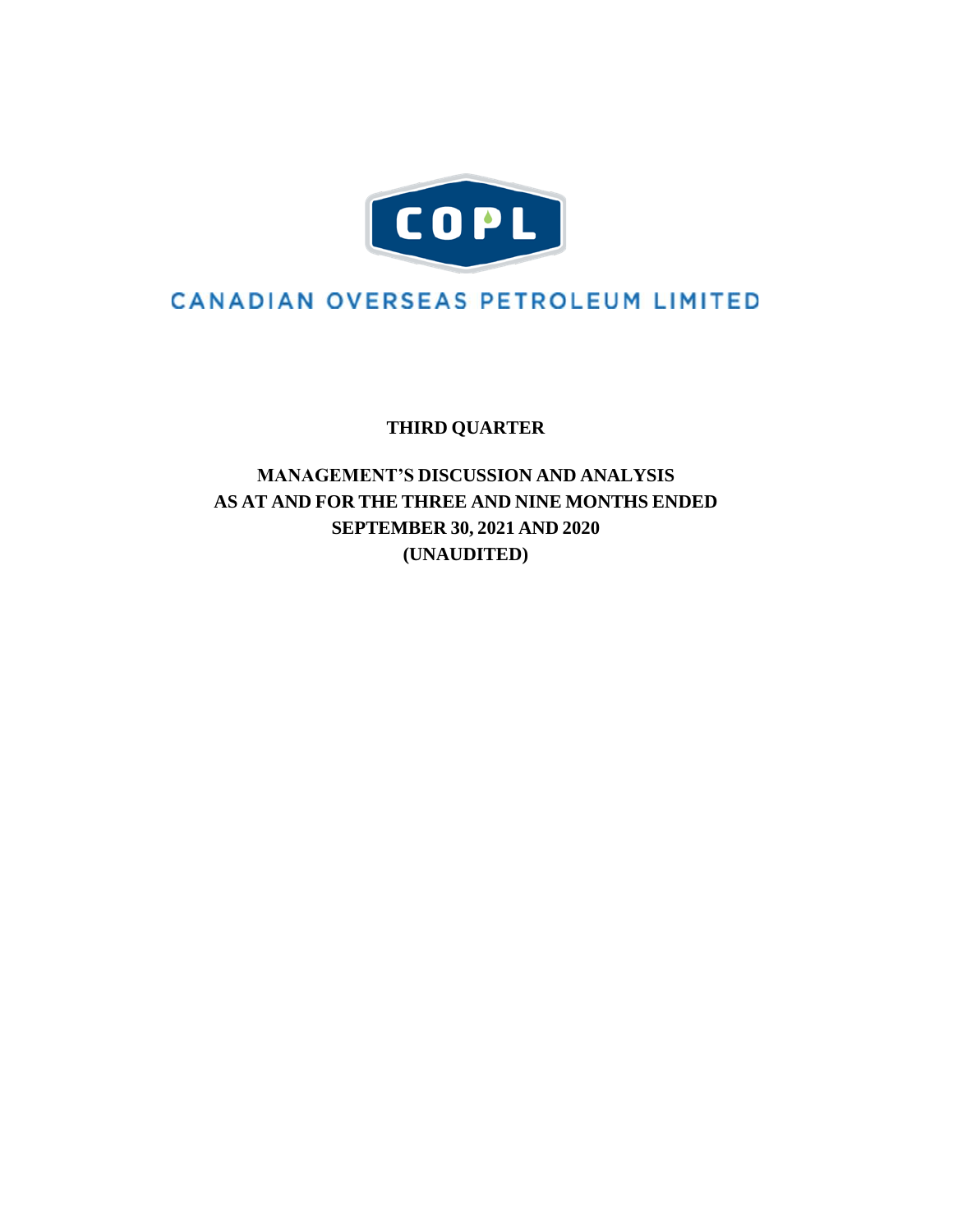COPL

CANADIAN OVERSEAS PETROLEUM LIMITED

**THIRD QUARTER**

**MANAGEMENT'S DISCUSSION AND ANALYSIS**
**AS AT AND FOR THE THREE AND NINE MONTHS ENDED**
**SEPTEMBER 30, 2021 AND 2020**
**(UNAUDITED)**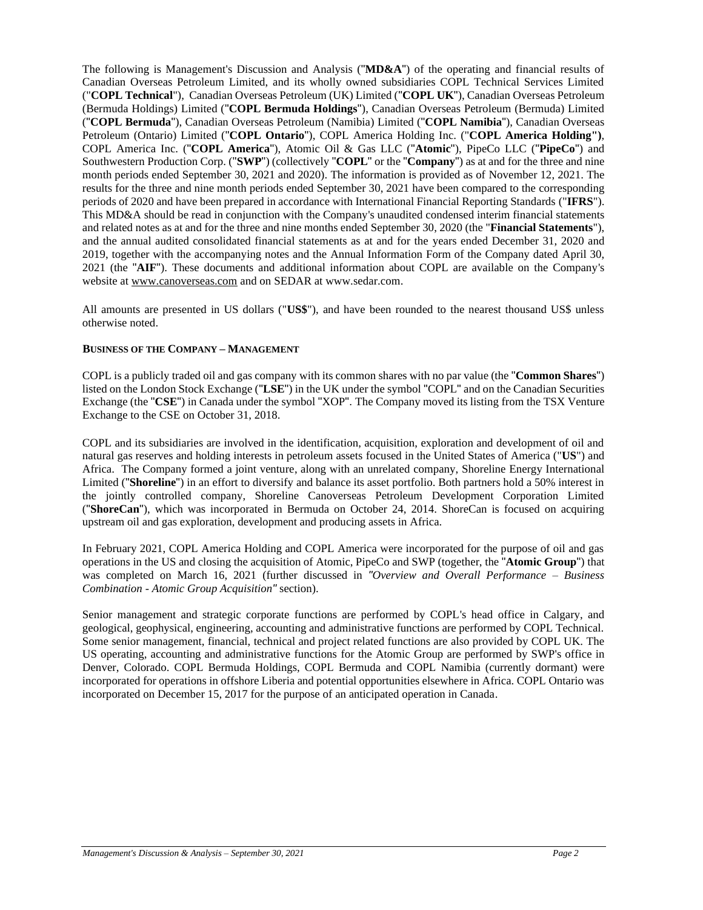The following is Management's Discussion and Analysis ("**MD&A**") of the operating and financial results of Canadian Overseas Petroleum Limited, and its wholly owned subsidiaries COPL Technical Services Limited ("**COPL Technical**"), Canadian Overseas Petroleum (UK) Limited ("**COPL UK**"), Canadian Overseas Petroleum (Bermuda Holdings) Limited ("**COPL Bermuda Holdings**"), Canadian Overseas Petroleum (Bermuda) Limited ("**COPL Bermuda**"), Canadian Overseas Petroleum (Namibia) Limited ("**COPL Namibia**"), Canadian Overseas Petroleum (Ontario) Limited ("**COPL Ontario**"), COPL America Holding Inc. ("**COPL America Holding")**, COPL America Inc. ("**COPL America**"), Atomic Oil & Gas LLC ("**Atomic**"), PipeCo LLC ("**PipeCo**") and Southwestern Production Corp. ("**SWP**") (collectively "**COPL**" or the "**Company**") as at and for the three and nine month periods ended September 30, 2021 and 2020). The information is provided as of November 12, 2021. The results for the three and nine month periods ended September 30, 2021 have been compared to the corresponding periods of 2020 and have been prepared in accordance with International Financial Reporting Standards ("**IFRS**"). This MD&A should be read in conjunction with the Company's unaudited condensed interim financial statements and related notes as at and for the three and nine months ended September 30, 2020 (the "**Financial Statements**"), and the annual audited consolidated financial statements as at and for the years ended December 31, 2020 and 2019, together with the accompanying notes and the Annual Information Form of the Company dated April 30, 2021 (the "**AIF**"). These documents and additional information about COPL are available on the Company's website at www.canoverseas.com and on SEDAR at www.sedar.com.

All amounts are presented in US dollars ("**US$**"), and have been rounded to the nearest thousand US$ unless otherwise noted.

**BUSINESS OF THE COMPANY – MANAGEMENT**

COPL is a publicly traded oil and gas company with its common shares with no par value (the "**Common Shares**") listed on the London Stock Exchange ("**LSE**") in the UK under the symbol "COPL" and on the Canadian Securities Exchange (the "**CSE**") in Canada under the symbol "XOP". The Company moved its listing from the TSX Venture Exchange to the CSE on October 31, 2018.

COPL and its subsidiaries are involved in the identification, acquisition, exploration and development of oil and natural gas reserves and holding interests in petroleum assets focused in the United States of America ("**US**") and Africa. The Company formed a joint venture, along with an unrelated company, Shoreline Energy International Limited ("**Shoreline**") in an effort to diversify and balance its asset portfolio. Both partners hold a 50% interest in the jointly controlled company, Shoreline Canoverseas Petroleum Development Corporation Limited ("**ShoreCan**"), which was incorporated in Bermuda on October 24, 2014. ShoreCan is focused on acquiring upstream oil and gas exploration, development and producing assets in Africa.

In February 2021, COPL America Holding and COPL America were incorporated for the purpose of oil and gas operations in the US and closing the acquisition of Atomic, PipeCo and SWP (together, the "**Atomic Group**") that was completed on March 16, 2021 (further discussed in *"Overview and Overall Performance – Business Combination - Atomic Group Acquisition"* section).

Senior management and strategic corporate functions are performed by COPL's head office in Calgary, and geological, geophysical, engineering, accounting and administrative functions are performed by COPL Technical. Some senior management, financial, technical and project related functions are also provided by COPL UK. The US operating, accounting and administrative functions for the Atomic Group are performed by SWP's office in Denver, Colorado. COPL Bermuda Holdings, COPL Bermuda and COPL Namibia (currently dormant) were incorporated for operations in offshore Liberia and potential opportunities elsewhere in Africa. COPL Ontario was incorporated on December 15, 2017 for the purpose of an anticipated operation in Canada.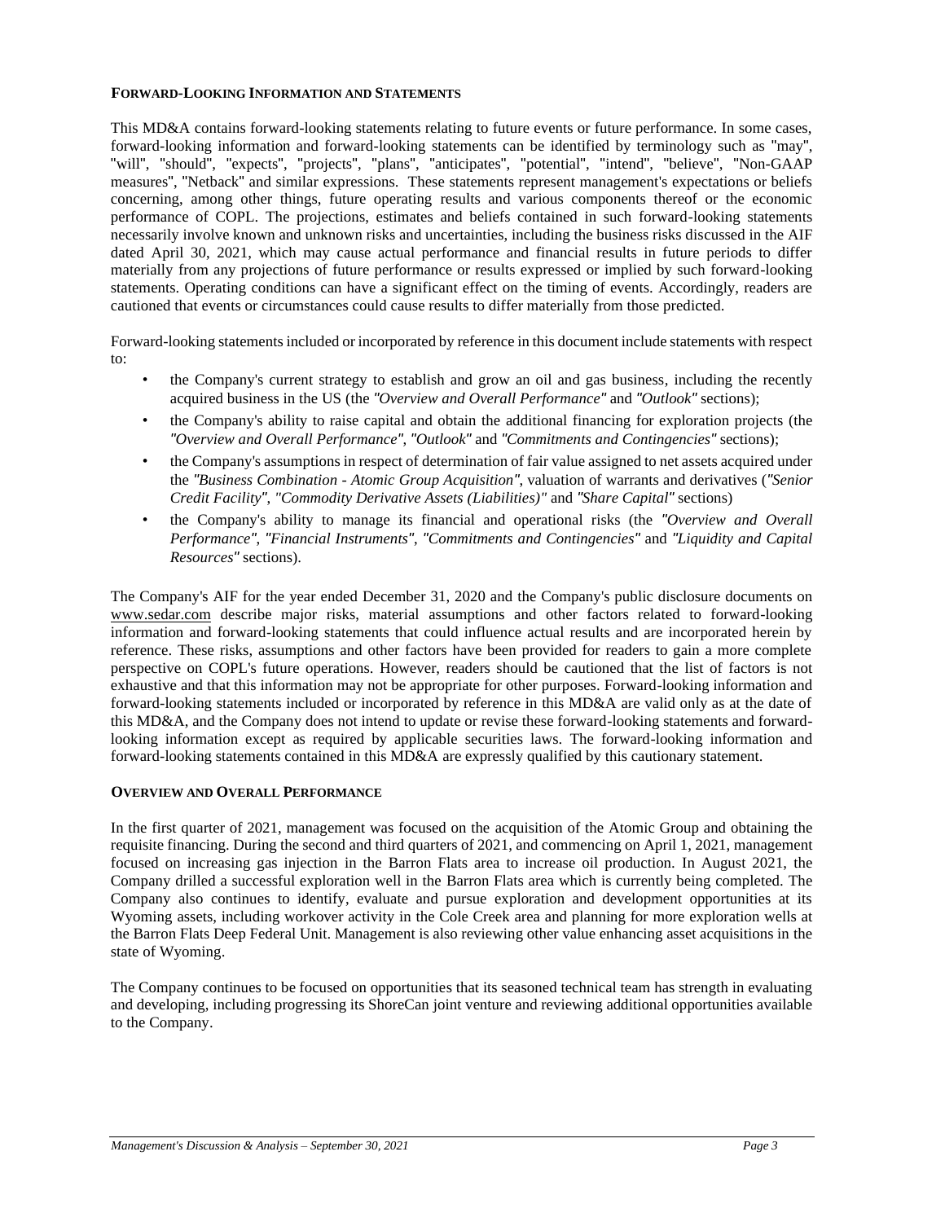## FORWARD-LOOKING INFORMATION AND STATEMENTS

This MD&A contains forward-looking statements relating to future events or future performance. In some cases, forward-looking information and forward-looking statements can be identified by terminology such as "may", "will", "should", "expects", "projects", "plans", "anticipates", "potential", "intend", "believe", "Non-GAAP measures", "Netback" and similar expressions. These statements represent management's expectations or beliefs concerning, among other things, future operating results and various components thereof or the economic performance of COPL. The projections, estimates and beliefs contained in such forward-looking statements necessarily involve known and unknown risks and uncertainties, including the business risks discussed in the AIF dated April 30, 2021, which may cause actual performance and financial results in future periods to differ materially from any projections of future performance or results expressed or implied by such forward-looking statements. Operating conditions can have a significant effect on the timing of events. Accordingly, readers are cautioned that events or circumstances could cause results to differ materially from those predicted.

Forward-looking statements included or incorporated by reference in this document include statements with respect to:

- the Company's current strategy to establish and grow an oil and gas business, including the recently acquired business in the US (the *"Overview and Overall Performance"* and *"Outlook"* sections);
- the Company's ability to raise capital and obtain the additional financing for exploration projects (the *"Overview and Overall Performance"*, *"Outlook"* and *"Commitments and Contingencies"* sections);
- the Company's assumptions in respect of determination of fair value assigned to net assets acquired under the *"Business Combination - Atomic Group Acquisition"*, valuation of warrants and derivatives (*"Senior Credit Facility"*, *"Commodity Derivative Assets (Liabilities)"* and *"Share Capital"* sections)
- the Company's ability to manage its financial and operational risks (the *"Overview and Overall Performance"*, *"Financial Instruments"*, *"Commitments and Contingencies"* and *"Liquidity and Capital Resources"* sections).

The Company's AIF for the year ended December 31, 2020 and the Company's public disclosure documents on www.sedar.com describe major risks, material assumptions and other factors related to forward-looking information and forward-looking statements that could influence actual results and are incorporated herein by reference. These risks, assumptions and other factors have been provided for readers to gain a more complete perspective on COPL's future operations. However, readers should be cautioned that the list of factors is not exhaustive and that this information may not be appropriate for other purposes. Forward-looking information and forward-looking statements included or incorporated by reference in this MD&A are valid only as at the date of this MD&A, and the Company does not intend to update or revise these forward-looking statements and forward-looking information except as required by applicable securities laws. The forward-looking information and forward-looking statements contained in this MD&A are expressly qualified by this cautionary statement.

## OVERVIEW AND OVERALL PERFORMANCE

In the first quarter of 2021, management was focused on the acquisition of the Atomic Group and obtaining the requisite financing. During the second and third quarters of 2021, and commencing on April 1, 2021, management focused on increasing gas injection in the Barron Flats area to increase oil production. In August 2021, the Company drilled a successful exploration well in the Barron Flats area which is currently being completed. The Company also continues to identify, evaluate and pursue exploration and development opportunities at its Wyoming assets, including workover activity in the Cole Creek area and planning for more exploration wells at the Barron Flats Deep Federal Unit. Management is also reviewing other value enhancing asset acquisitions in the state of Wyoming.

The Company continues to be focused on opportunities that its seasoned technical team has strength in evaluating and developing, including progressing its ShoreCan joint venture and reviewing additional opportunities available to the Company.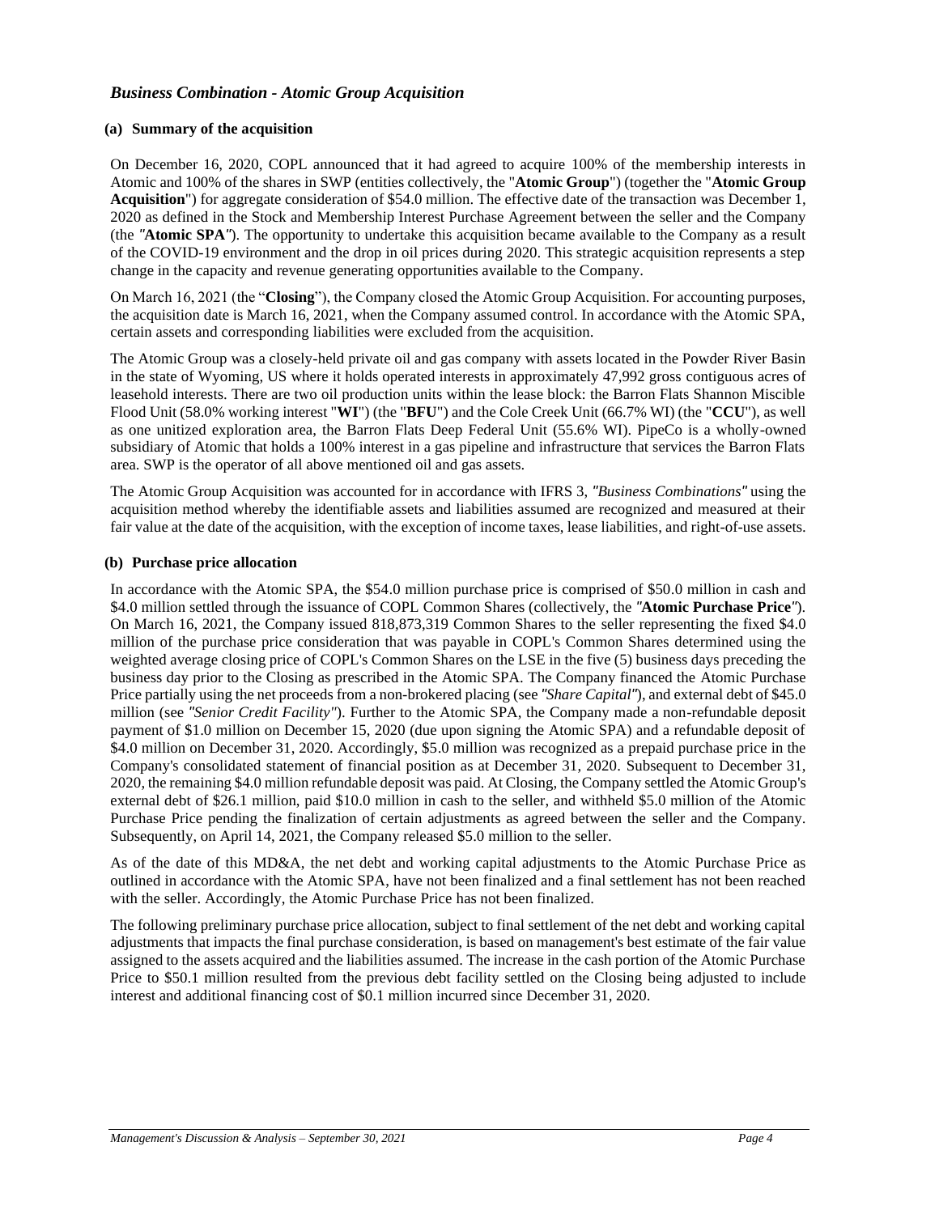## *Business Combination - Atomic Group Acquisition*

### (a) Summary of the acquisition

On December 16, 2020, COPL announced that it had agreed to acquire 100% of the membership interests in Atomic and 100% of the shares in SWP (entities collectively, the "**Atomic Group**") (together the "**Atomic Group Acquisition**") for aggregate consideration of $54.0 million. The effective date of the transaction was December 1, 2020 as defined in the Stock and Membership Interest Purchase Agreement between the seller and the Company (the *"***Atomic SPA***"*). The opportunity to undertake this acquisition became available to the Company as a result of the COVID-19 environment and the drop in oil prices during 2020. This strategic acquisition represents a step change in the capacity and revenue generating opportunities available to the Company.

On March 16, 2021 (the "**Closing**"), the Company closed the Atomic Group Acquisition. For accounting purposes, the acquisition date is March 16, 2021, when the Company assumed control. In accordance with the Atomic SPA, certain assets and corresponding liabilities were excluded from the acquisition.

The Atomic Group was a closely-held private oil and gas company with assets located in the Powder River Basin in the state of Wyoming, US where it holds operated interests in approximately 47,992 gross contiguous acres of leasehold interests. There are two oil production units within the lease block: the Barron Flats Shannon Miscible Flood Unit (58.0% working interest "**WI**") (the "**BFU**") and the Cole Creek Unit (66.7% WI) (the "**CCU**"), as well as one unitized exploration area, the Barron Flats Deep Federal Unit (55.6% WI). PipeCo is a wholly-owned subsidiary of Atomic that holds a 100% interest in a gas pipeline and infrastructure that services the Barron Flats area. SWP is the operator of all above mentioned oil and gas assets.

The Atomic Group Acquisition was accounted for in accordance with IFRS 3, *"Business Combinations"* using the acquisition method whereby the identifiable assets and liabilities assumed are recognized and measured at their fair value at the date of the acquisition, with the exception of income taxes, lease liabilities, and right-of-use assets.

### (b) Purchase price allocation

In accordance with the Atomic SPA, the $54.0 million purchase price is comprised of $50.0 million in cash and $4.0 million settled through the issuance of COPL Common Shares (collectively, the *"***Atomic Purchase Price***"*). On March 16, 2021, the Company issued 818,873,319 Common Shares to the seller representing the fixed $4.0 million of the purchase price consideration that was payable in COPL's Common Shares determined using the weighted average closing price of COPL's Common Shares on the LSE in the five (5) business days preceding the business day prior to the Closing as prescribed in the Atomic SPA. The Company financed the Atomic Purchase Price partially using the net proceeds from a non-brokered placing (see *"Share Capital"*), and external debt of $45.0 million (see *"Senior Credit Facility"*). Further to the Atomic SPA, the Company made a non-refundable deposit payment of $1.0 million on December 15, 2020 (due upon signing the Atomic SPA) and a refundable deposit of $4.0 million on December 31, 2020. Accordingly, $5.0 million was recognized as a prepaid purchase price in the Company's consolidated statement of financial position as at December 31, 2020. Subsequent to December 31, 2020, the remaining $4.0 million refundable deposit was paid. At Closing, the Company settled the Atomic Group's external debt of $26.1 million, paid $10.0 million in cash to the seller, and withheld $5.0 million of the Atomic Purchase Price pending the finalization of certain adjustments as agreed between the seller and the Company. Subsequently, on April 14, 2021, the Company released $5.0 million to the seller.

As of the date of this MD&A, the net debt and working capital adjustments to the Atomic Purchase Price as outlined in accordance with the Atomic SPA, have not been finalized and a final settlement has not been reached with the seller. Accordingly, the Atomic Purchase Price has not been finalized.

The following preliminary purchase price allocation, subject to final settlement of the net debt and working capital adjustments that impacts the final purchase consideration, is based on management's best estimate of the fair value assigned to the assets acquired and the liabilities assumed. The increase in the cash portion of the Atomic Purchase Price to $50.1 million resulted from the previous debt facility settled on the Closing being adjusted to include interest and additional financing cost of $0.1 million incurred since December 31, 2020.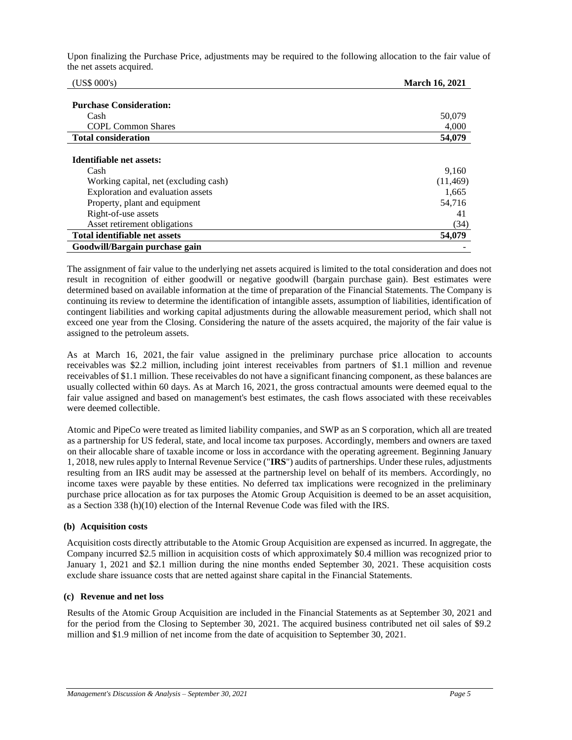Upon finalizing the Purchase Price, adjustments may be required to the following allocation to the fair value of the net assets acquired.

| (US$ 000's) | **March 16, 2021** |
|---|---|
| **Purchase Consideration:** | |
| Cash | 50,079 |
| COPL Common Shares | 4,000 |
| **Total consideration** | **54,079** |
| **Identifiable net assets:** | |
| Cash | 9,160 |
| Working capital, net (excluding cash) | (11,469) |
| Exploration and evaluation assets | 1,665 |
| Property, plant and equipment | 54,716 |
| Right-of-use assets | 41 |
| Asset retirement obligations | (34) |
| **Total identifiable net assets** | **54,079** |
| **Goodwill/Bargain purchase gain** | - |

The assignment of fair value to the underlying net assets acquired is limited to the total consideration and does not result in recognition of either goodwill or negative goodwill (bargain purchase gain). Best estimates were determined based on available information at the time of preparation of the Financial Statements. The Company is continuing its review to determine the identification of intangible assets, assumption of liabilities, identification of contingent liabilities and working capital adjustments during the allowable measurement period, which shall not exceed one year from the Closing. Considering the nature of the assets acquired, the majority of the fair value is assigned to the petroleum assets.

As at March 16, 2021, the fair value assigned in the preliminary purchase price allocation to accounts receivables was $2.2 million, including joint interest receivables from partners of $1.1 million and revenue receivables of $1.1 million. These receivables do not have a significant financing component, as these balances are usually collected within 60 days. As at March 16, 2021, the gross contractual amounts were deemed equal to the fair value assigned and based on management's best estimates, the cash flows associated with these receivables were deemed collectible.

Atomic and PipeCo were treated as limited liability companies, and SWP as an S corporation, which all are treated as a partnership for US federal, state, and local income tax purposes. Accordingly, members and owners are taxed on their allocable share of taxable income or loss in accordance with the operating agreement. Beginning January 1, 2018, new rules apply to Internal Revenue Service ("**IRS**") audits of partnerships. Under these rules, adjustments resulting from an IRS audit may be assessed at the partnership level on behalf of its members. Accordingly, no income taxes were payable by these entities. No deferred tax implications were recognized in the preliminary purchase price allocation as for tax purposes the Atomic Group Acquisition is deemed to be an asset acquisition, as a Section 338 (h)(10) election of the Internal Revenue Code was filed with the IRS.

**(b) Acquisition costs**

Acquisition costs directly attributable to the Atomic Group Acquisition are expensed as incurred. In aggregate, the Company incurred $2.5 million in acquisition costs of which approximately $0.4 million was recognized prior to January 1, 2021 and $2.1 million during the nine months ended September 30, 2021. These acquisition costs exclude share issuance costs that are netted against share capital in the Financial Statements.

**(c) Revenue and net loss**

Results of the Atomic Group Acquisition are included in the Financial Statements as at September 30, 2021 and for the period from the Closing to September 30, 2021. The acquired business contributed net oil sales of $9.2 million and $1.9 million of net income from the date of acquisition to September 30, 2021.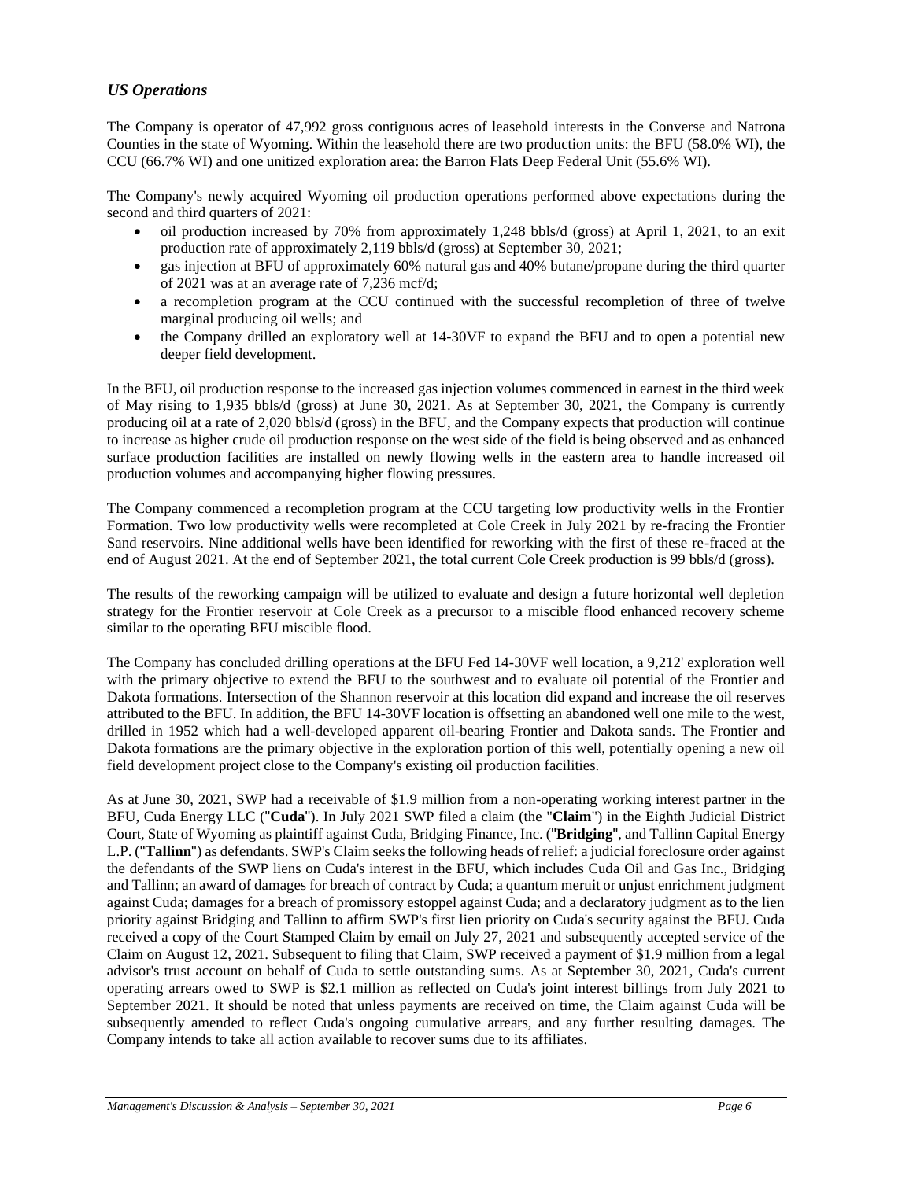## *US Operations*

The Company is operator of 47,992 gross contiguous acres of leasehold interests in the Converse and Natrona Counties in the state of Wyoming. Within the leasehold there are two production units: the BFU (58.0% WI), the CCU (66.7% WI) and one unitized exploration area: the Barron Flats Deep Federal Unit (55.6% WI).

The Company's newly acquired Wyoming oil production operations performed above expectations during the second and third quarters of 2021:

- oil production increased by 70% from approximately 1,248 bbls/d (gross) at April 1, 2021, to an exit production rate of approximately 2,119 bbls/d (gross) at September 30, 2021;
- gas injection at BFU of approximately 60% natural gas and 40% butane/propane during the third quarter of 2021 was at an average rate of 7,236 mcf/d;
- a recompletion program at the CCU continued with the successful recompletion of three of twelve marginal producing oil wells; and
- the Company drilled an exploratory well at 14-30VF to expand the BFU and to open a potential new deeper field development.

In the BFU, oil production response to the increased gas injection volumes commenced in earnest in the third week of May rising to 1,935 bbls/d (gross) at June 30, 2021. As at September 30, 2021, the Company is currently producing oil at a rate of 2,020 bbls/d (gross) in the BFU, and the Company expects that production will continue to increase as higher crude oil production response on the west side of the field is being observed and as enhanced surface production facilities are installed on newly flowing wells in the eastern area to handle increased oil production volumes and accompanying higher flowing pressures.

The Company commenced a recompletion program at the CCU targeting low productivity wells in the Frontier Formation. Two low productivity wells were recompleted at Cole Creek in July 2021 by re-fracing the Frontier Sand reservoirs. Nine additional wells have been identified for reworking with the first of these re-fraced at the end of August 2021. At the end of September 2021, the total current Cole Creek production is 99 bbls/d (gross).

The results of the reworking campaign will be utilized to evaluate and design a future horizontal well depletion strategy for the Frontier reservoir at Cole Creek as a precursor to a miscible flood enhanced recovery scheme similar to the operating BFU miscible flood.

The Company has concluded drilling operations at the BFU Fed 14-30VF well location, a 9,212' exploration well with the primary objective to extend the BFU to the southwest and to evaluate oil potential of the Frontier and Dakota formations. Intersection of the Shannon reservoir at this location did expand and increase the oil reserves attributed to the BFU. In addition, the BFU 14-30VF location is offsetting an abandoned well one mile to the west, drilled in 1952 which had a well-developed apparent oil-bearing Frontier and Dakota sands. The Frontier and Dakota formations are the primary objective in the exploration portion of this well, potentially opening a new oil field development project close to the Company's existing oil production facilities.

As at June 30, 2021, SWP had a receivable of $1.9 million from a non-operating working interest partner in the BFU, Cuda Energy LLC ("**Cuda**"). In July 2021 SWP filed a claim (the "**Claim**") in the Eighth Judicial District Court, State of Wyoming as plaintiff against Cuda, Bridging Finance, Inc. ("**Bridging**", and Tallinn Capital Energy L.P. ("**Tallinn**") as defendants. SWP's Claim seeks the following heads of relief: a judicial foreclosure order against the defendants of the SWP liens on Cuda's interest in the BFU, which includes Cuda Oil and Gas Inc., Bridging and Tallinn; an award of damages for breach of contract by Cuda; a quantum meruit or unjust enrichment judgment against Cuda; damages for a breach of promissory estoppel against Cuda; and a declaratory judgment as to the lien priority against Bridging and Tallinn to affirm SWP's first lien priority on Cuda's security against the BFU. Cuda received a copy of the Court Stamped Claim by email on July 27, 2021 and subsequently accepted service of the Claim on August 12, 2021. Subsequent to filing that Claim, SWP received a payment of $1.9 million from a legal advisor's trust account on behalf of Cuda to settle outstanding sums. As at September 30, 2021, Cuda's current operating arrears owed to SWP is $2.1 million as reflected on Cuda's joint interest billings from July 2021 to September 2021. It should be noted that unless payments are received on time, the Claim against Cuda will be subsequently amended to reflect Cuda's ongoing cumulative arrears, and any further resulting damages. The Company intends to take all action available to recover sums due to its affiliates.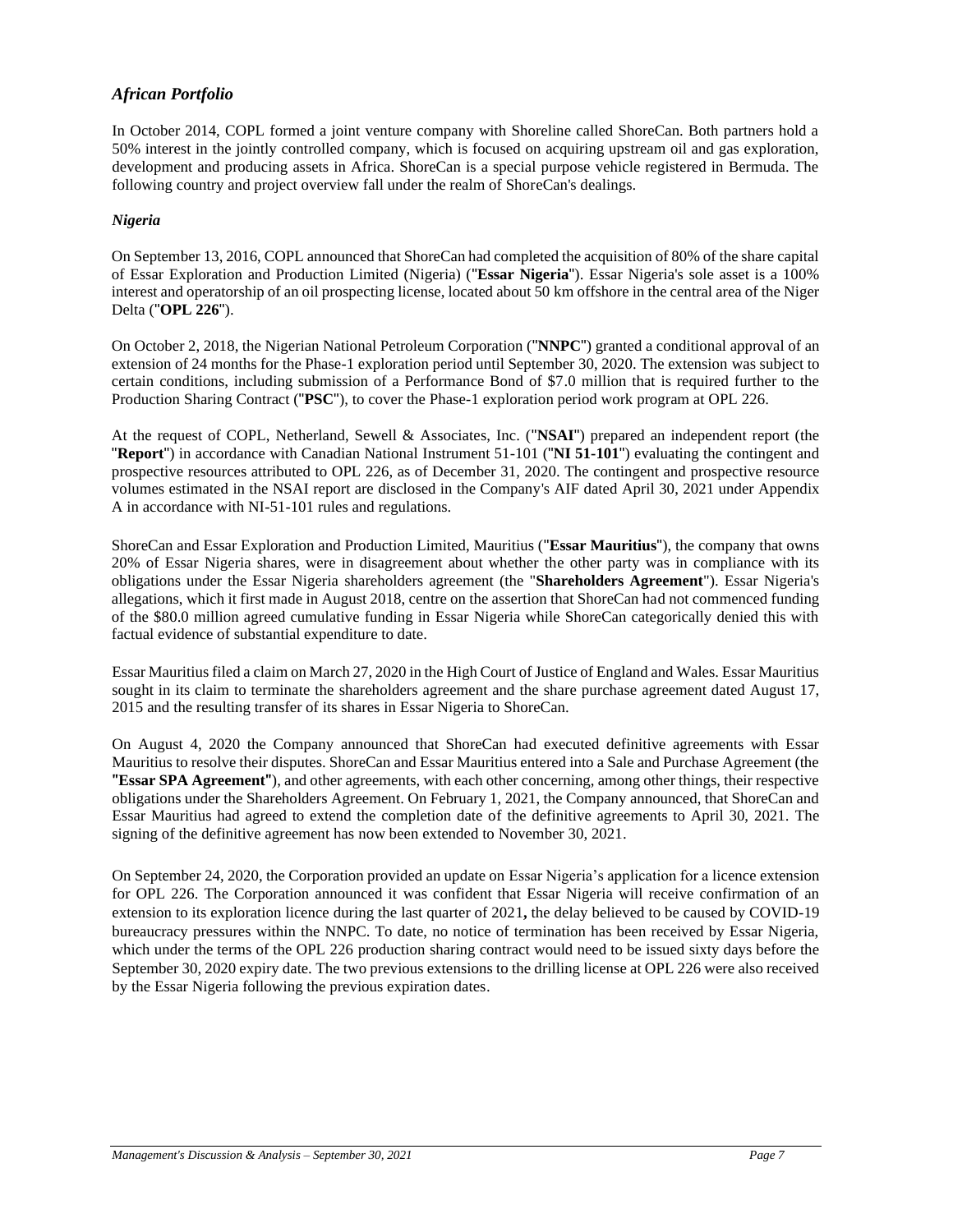## *African Portfolio*

In October 2014, COPL formed a joint venture company with Shoreline called ShoreCan. Both partners hold a 50% interest in the jointly controlled company, which is focused on acquiring upstream oil and gas exploration, development and producing assets in Africa. ShoreCan is a special purpose vehicle registered in Bermuda. The following country and project overview fall under the realm of ShoreCan's dealings.

### *Nigeria*

On September 13, 2016, COPL announced that ShoreCan had completed the acquisition of 80% of the share capital of Essar Exploration and Production Limited (Nigeria) ("**Essar Nigeria**"). Essar Nigeria's sole asset is a 100% interest and operatorship of an oil prospecting license, located about 50 km offshore in the central area of the Niger Delta ("**OPL 226**").

On October 2, 2018, the Nigerian National Petroleum Corporation ("**NNPC**") granted a conditional approval of an extension of 24 months for the Phase-1 exploration period until September 30, 2020. The extension was subject to certain conditions, including submission of a Performance Bond of $7.0 million that is required further to the Production Sharing Contract ("**PSC**"), to cover the Phase-1 exploration period work program at OPL 226.

At the request of COPL, Netherland, Sewell & Associates, Inc. ("**NSAI**") prepared an independent report (the "**Report**") in accordance with Canadian National Instrument 51-101 ("**NI 51-101**") evaluating the contingent and prospective resources attributed to OPL 226, as of December 31, 2020. The contingent and prospective resource volumes estimated in the NSAI report are disclosed in the Company's AIF dated April 30, 2021 under Appendix A in accordance with NI-51-101 rules and regulations.

ShoreCan and Essar Exploration and Production Limited, Mauritius ("**Essar Mauritius**"), the company that owns 20% of Essar Nigeria shares, were in disagreement about whether the other party was in compliance with its obligations under the Essar Nigeria shareholders agreement (the "**Shareholders Agreement**"). Essar Nigeria's allegations, which it first made in August 2018, centre on the assertion that ShoreCan had not commenced funding of the $80.0 million agreed cumulative funding in Essar Nigeria while ShoreCan categorically denied this with factual evidence of substantial expenditure to date.

Essar Mauritius filed a claim on March 27, 2020 in the High Court of Justice of England and Wales. Essar Mauritius sought in its claim to terminate the shareholders agreement and the share purchase agreement dated August 17, 2015 and the resulting transfer of its shares in Essar Nigeria to ShoreCan.

On August 4, 2020 the Company announced that ShoreCan had executed definitive agreements with Essar Mauritius to resolve their disputes. ShoreCan and Essar Mauritius entered into a Sale and Purchase Agreement (the **"Essar SPA Agreement"**), and other agreements, with each other concerning, among other things, their respective obligations under the Shareholders Agreement. On February 1, 2021, the Company announced, that ShoreCan and Essar Mauritius had agreed to extend the completion date of the definitive agreements to April 30, 2021. The signing of the definitive agreement has now been extended to November 30, 2021.

On September 24, 2020, the Corporation provided an update on Essar Nigeria's application for a licence extension for OPL 226. The Corporation announced it was confident that Essar Nigeria will receive confirmation of an extension to its exploration licence during the last quarter of 2021**,** the delay believed to be caused by COVID-19 bureaucracy pressures within the NNPC. To date, no notice of termination has been received by Essar Nigeria, which under the terms of the OPL 226 production sharing contract would need to be issued sixty days before the September 30, 2020 expiry date. The two previous extensions to the drilling license at OPL 226 were also received by the Essar Nigeria following the previous expiration dates.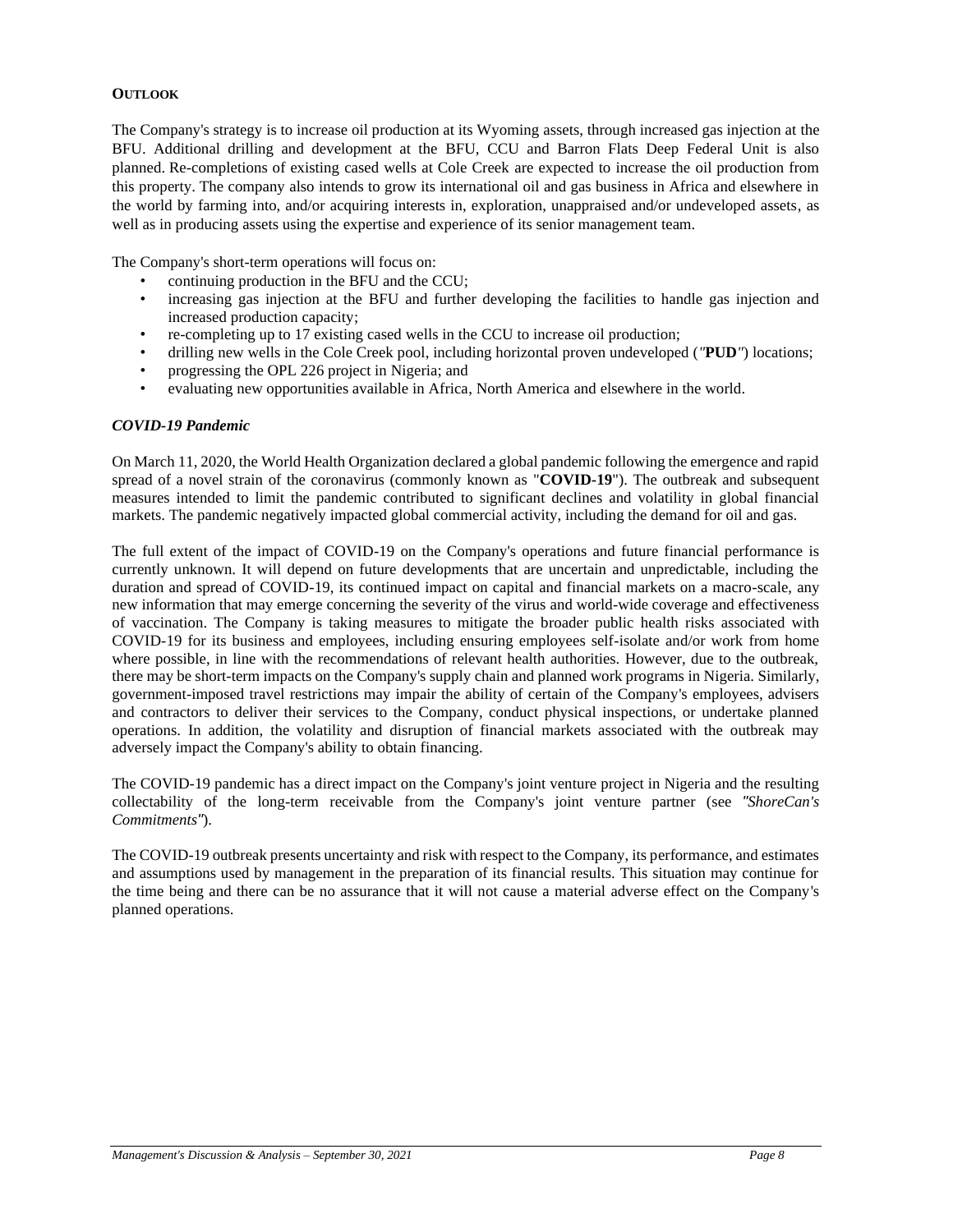## OUTLOOK

The Company's strategy is to increase oil production at its Wyoming assets, through increased gas injection at the BFU. Additional drilling and development at the BFU, CCU and Barron Flats Deep Federal Unit is also planned. Re-completions of existing cased wells at Cole Creek are expected to increase the oil production from this property. The company also intends to grow its international oil and gas business in Africa and elsewhere in the world by farming into, and/or acquiring interests in, exploration, unappraised and/or undeveloped assets, as well as in producing assets using the expertise and experience of its senior management team.

The Company's short-term operations will focus on:

- continuing production in the BFU and the CCU;
- increasing gas injection at the BFU and further developing the facilities to handle gas injection and increased production capacity;
- re-completing up to 17 existing cased wells in the CCU to increase oil production;
- drilling new wells in the Cole Creek pool, including horizontal proven undeveloped (*"***PUD***"*) locations;
- progressing the OPL 226 project in Nigeria; and
- evaluating new opportunities available in Africa, North America and elsewhere in the world.

### *COVID-19 Pandemic*

On March 11, 2020, the World Health Organization declared a global pandemic following the emergence and rapid spread of a novel strain of the coronavirus (commonly known as "**COVID-19**"). The outbreak and subsequent measures intended to limit the pandemic contributed to significant declines and volatility in global financial markets. The pandemic negatively impacted global commercial activity, including the demand for oil and gas.

The full extent of the impact of COVID-19 on the Company's operations and future financial performance is currently unknown. It will depend on future developments that are uncertain and unpredictable, including the duration and spread of COVID-19, its continued impact on capital and financial markets on a macro-scale, any new information that may emerge concerning the severity of the virus and world-wide coverage and effectiveness of vaccination. The Company is taking measures to mitigate the broader public health risks associated with COVID-19 for its business and employees, including ensuring employees self-isolate and/or work from home where possible, in line with the recommendations of relevant health authorities. However, due to the outbreak, there may be short-term impacts on the Company's supply chain and planned work programs in Nigeria. Similarly, government-imposed travel restrictions may impair the ability of certain of the Company's employees, advisers and contractors to deliver their services to the Company, conduct physical inspections, or undertake planned operations. In addition, the volatility and disruption of financial markets associated with the outbreak may adversely impact the Company's ability to obtain financing.

The COVID-19 pandemic has a direct impact on the Company's joint venture project in Nigeria and the resulting collectability of the long-term receivable from the Company's joint venture partner (see *"ShoreCan's Commitments"*).

The COVID-19 outbreak presents uncertainty and risk with respect to the Company, its performance, and estimates and assumptions used by management in the preparation of its financial results. This situation may continue for the time being and there can be no assurance that it will not cause a material adverse effect on the Company's planned operations.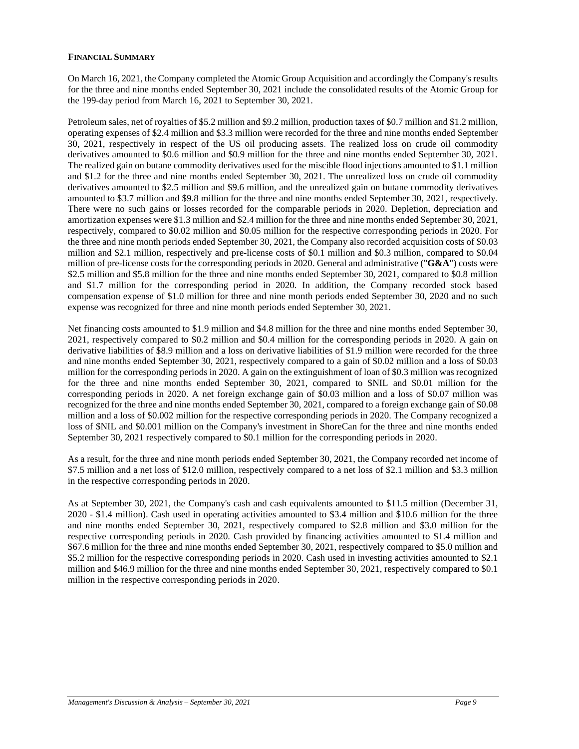**FINANCIAL SUMMARY**

On March 16, 2021, the Company completed the Atomic Group Acquisition and accordingly the Company's results for the three and nine months ended September 30, 2021 include the consolidated results of the Atomic Group for the 199-day period from March 16, 2021 to September 30, 2021.

Petroleum sales, net of royalties of $5.2 million and $9.2 million, production taxes of $0.7 million and $1.2 million, operating expenses of $2.4 million and $3.3 million were recorded for the three and nine months ended September 30, 2021, respectively in respect of the US oil producing assets. The realized loss on crude oil commodity derivatives amounted to $0.6 million and $0.9 million for the three and nine months ended September 30, 2021. The realized gain on butane commodity derivatives used for the miscible flood injections amounted to $1.1 million and $1.2 for the three and nine months ended September 30, 2021. The unrealized loss on crude oil commodity derivatives amounted to $2.5 million and $9.6 million, and the unrealized gain on butane commodity derivatives amounted to $3.7 million and $9.8 million for the three and nine months ended September 30, 2021, respectively. There were no such gains or losses recorded for the comparable periods in 2020. Depletion, depreciation and amortization expenses were $1.3 million and $2.4 million for the three and nine months ended September 30, 2021, respectively, compared to $0.02 million and $0.05 million for the respective corresponding periods in 2020. For the three and nine month periods ended September 30, 2021, the Company also recorded acquisition costs of $0.03 million and $2.1 million, respectively and pre-license costs of $0.1 million and $0.3 million, compared to $0.04 million of pre-license costs for the corresponding periods in 2020. General and administrative ("**G&A**") costs were $2.5 million and $5.8 million for the three and nine months ended September 30, 2021, compared to $0.8 million and $1.7 million for the corresponding period in 2020. In addition, the Company recorded stock based compensation expense of $1.0 million for three and nine month periods ended September 30, 2020 and no such expense was recognized for three and nine month periods ended September 30, 2021.

Net financing costs amounted to $1.9 million and $4.8 million for the three and nine months ended September 30, 2021, respectively compared to $0.2 million and $0.4 million for the corresponding periods in 2020. A gain on derivative liabilities of $8.9 million and a loss on derivative liabilities of $1.9 million were recorded for the three and nine months ended September 30, 2021, respectively compared to a gain of $0.02 million and a loss of $0.03 million for the corresponding periods in 2020. A gain on the extinguishment of loan of $0.3 million was recognized for the three and nine months ended September 30, 2021, compared to $NIL and $0.01 million for the corresponding periods in 2020. A net foreign exchange gain of $0.03 million and a loss of $0.07 million was recognized for the three and nine months ended September 30, 2021, compared to a foreign exchange gain of $0.08 million and a loss of $0.002 million for the respective corresponding periods in 2020. The Company recognized a loss of $NIL and $0.001 million on the Company's investment in ShoreCan for the three and nine months ended September 30, 2021 respectively compared to $0.1 million for the corresponding periods in 2020.

As a result, for the three and nine month periods ended September 30, 2021, the Company recorded net income of $7.5 million and a net loss of $12.0 million, respectively compared to a net loss of $2.1 million and $3.3 million in the respective corresponding periods in 2020.

As at September 30, 2021, the Company's cash and cash equivalents amounted to $11.5 million (December 31, 2020 - $1.4 million). Cash used in operating activities amounted to $3.4 million and $10.6 million for the three and nine months ended September 30, 2021, respectively compared to $2.8 million and $3.0 million for the respective corresponding periods in 2020. Cash provided by financing activities amounted to $1.4 million and $67.6 million for the three and nine months ended September 30, 2021, respectively compared to $5.0 million and $5.2 million for the respective corresponding periods in 2020. Cash used in investing activities amounted to $2.1 million and $46.9 million for the three and nine months ended September 30, 2021, respectively compared to $0.1 million in the respective corresponding periods in 2020.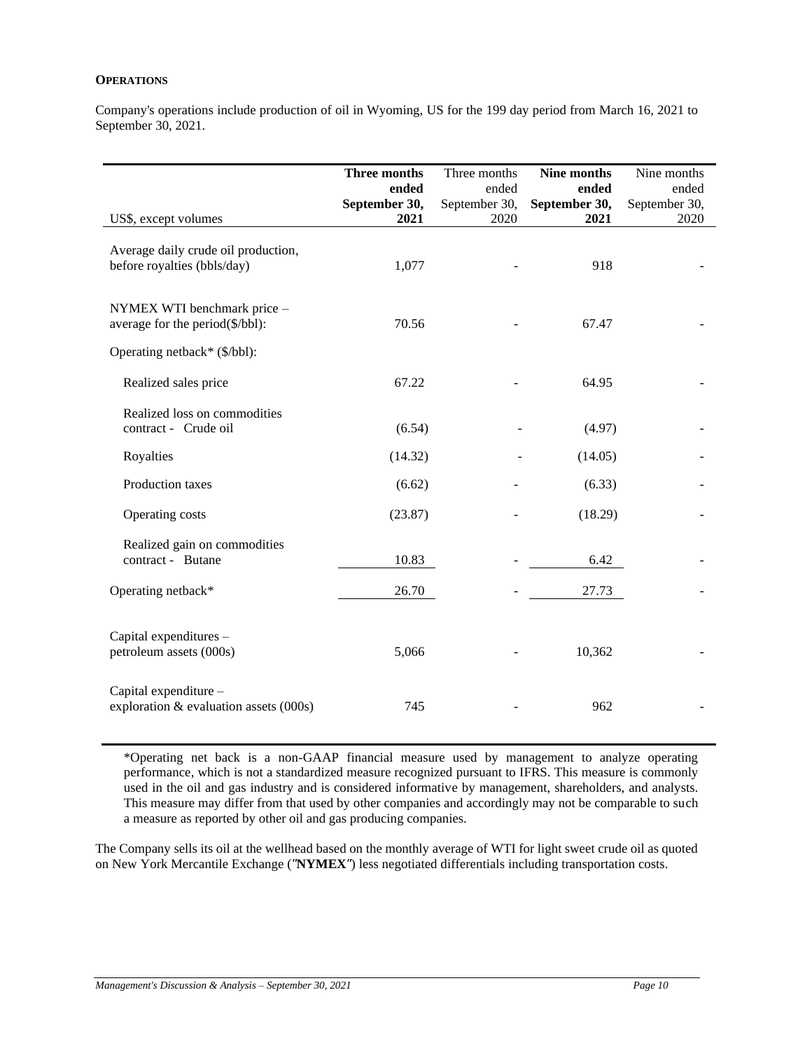**OPERATIONS**

Company's operations include production of oil in Wyoming, US for the 199 day period from March 16, 2021 to September 30, 2021.

| US$, except volumes | **Three months ended September 30, 2021** | Three months ended September 30, 2020 | **Nine months ended September 30, 2021** | Nine months ended September 30, 2020 |
|---|---|---|---|---|
| Average daily crude oil production, before royalties (bbls/day) | 1,077 | - | 918 | - |
| NYMEX WTI benchmark price – average for the period($/bbl): | 70.56 | - | 67.47 | - |
| Operating netback* ($/bbl): | | | | |
| Realized sales price | 67.22 | - | 64.95 | - |
| Realized loss on commodities contract - Crude oil | (6.54) | - | (4.97) | - |
| Royalties | (14.32) | - | (14.05) | - |
| Production taxes | (6.62) | - | (6.33) | - |
| Operating costs | (23.87) | - | (18.29) | - |
| Realized gain on commodities contract - Butane | 10.83 | - | 6.42 | - |
| Operating netback* | 26.70 | - | 27.73 | - |
| Capital expenditures – petroleum assets (000s) | 5,066 | - | 10,362 | - |
| Capital expenditure – exploration & evaluation assets (000s) | 745 | - | 962 | - |

*Operating net back is a non-GAAP financial measure used by management to analyze operating performance, which is not a standardized measure recognized pursuant to IFRS. This measure is commonly used in the oil and gas industry and is considered informative by management, shareholders, and analysts. This measure may differ from that used by other companies and accordingly may not be comparable to such a measure as reported by other oil and gas producing companies.

The Company sells its oil at the wellhead based on the monthly average of WTI for light sweet crude oil as quoted on New York Mercantile Exchange ("**NYMEX**") less negotiated differentials including transportation costs.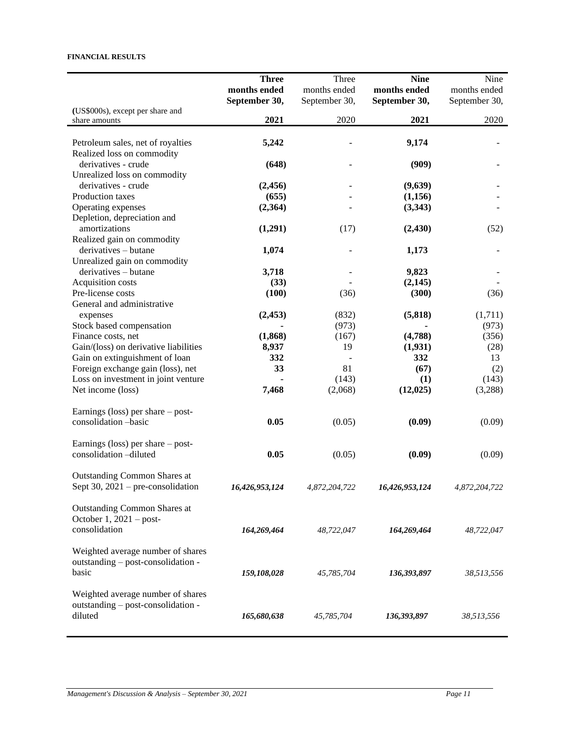**FINANCIAL RESULTS**

| (US$000s), except per share and share amounts | **Three months ended September 30, 2021** | Three months ended September 30, 2020 | **Nine months ended September 30, 2021** | Nine months ended September 30, 2020 |
|---|---|---|---|---|
| Petroleum sales, net of royalties | **5,242** | - | **9,174** | - |
| Realized loss on commodity derivatives - crude | **(648)** | - | **(909)** | - |
| Unrealized loss on commodity derivatives - crude | **(2,456)** | - | **(9,639)** | - |
| Production taxes | **(655)** | - | **(1,156)** | - |
| Operating expenses | **(2,364)** | - | **(3,343)** | - |
| Depletion, depreciation and amortizations | **(1,291)** | (17) | **(2,430)** | (52) |
| Realized gain on commodity derivatives – butane | **1,074** | - | **1,173** | - |
| Unrealized gain on commodity derivatives – butane | **3,718** | - | **9,823** | - |
| Acquisition costs | **(33)** | - | **(2,145)** | - |
| Pre-license costs | **(100)** | (36) | **(300)** | (36) |
| General and administrative expenses | **(2,453)** | (832) | **(5,818)** | (1,711) |
| Stock based compensation | **-** | (973) | **-** | (973) |
| Finance costs, net | **(1,868)** | (167) | **(4,788)** | (356) |
| Gain/(loss) on derivative liabilities | **8,937** | 19 | **(1,931)** | (28) |
| Gain on extinguishment of loan | **332** | - | **332** | 13 |
| Foreign exchange gain (loss), net | **33** | 81 | **(67)** | (2) |
| Loss on investment in joint venture | **-** | (143) | **(1)** | (143) |
| Net income (loss) | **7,468** | (2,068) | **(12,025)** | (3,288) |
| Earnings (loss) per share – post-consolidation –basic | **0.05** | (0.05) | **(0.09)** | (0.09) |
| Earnings (loss) per share – post-consolidation –diluted | **0.05** | (0.05) | **(0.09)** | (0.09) |
| Outstanding Common Shares at Sept 30, 2021 – pre-consolidation | ***16,426,953,124*** | *4,872,204,722* | ***16,426,953,124*** | *4,872,204,722* |
| Outstanding Common Shares at October 1, 2021 – post-consolidation | ***164,269,464*** | *48,722,047* | ***164,269,464*** | *48,722,047* |
| Weighted average number of shares outstanding – post-consolidation - basic | ***159,108,028*** | *45,785,704* | ***136,393,897*** | *38,513,556* |
| Weighted average number of shares outstanding – post-consolidation - diluted | ***165,680,638*** | *45,785,704* | ***136,393,897*** | *38,513,556* |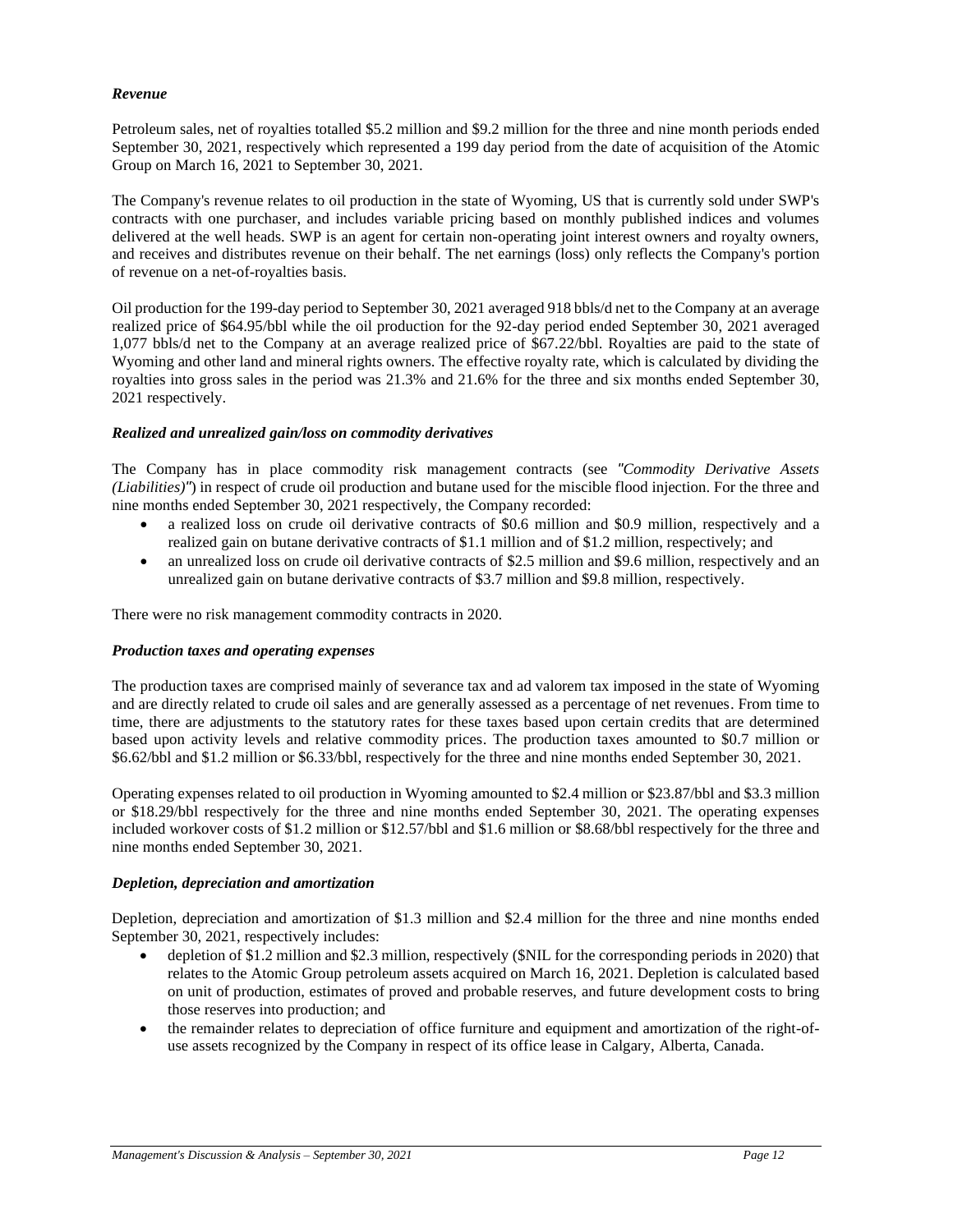***Revenue***

Petroleum sales, net of royalties totalled \$5.2 million and \$9.2 million for the three and nine month periods ended September 30, 2021, respectively which represented a 199 day period from the date of acquisition of the Atomic Group on March 16, 2021 to September 30, 2021.

The Company's revenue relates to oil production in the state of Wyoming, US that is currently sold under SWP's contracts with one purchaser, and includes variable pricing based on monthly published indices and volumes delivered at the well heads. SWP is an agent for certain non-operating joint interest owners and royalty owners, and receives and distributes revenue on their behalf. The net earnings (loss) only reflects the Company's portion of revenue on a net-of-royalties basis.

Oil production for the 199-day period to September 30, 2021 averaged 918 bbls/d net to the Company at an average realized price of \$64.95/bbl while the oil production for the 92-day period ended September 30, 2021 averaged 1,077 bbls/d net to the Company at an average realized price of \$67.22/bbl. Royalties are paid to the state of Wyoming and other land and mineral rights owners. The effective royalty rate, which is calculated by dividing the royalties into gross sales in the period was 21.3% and 21.6% for the three and six months ended September 30, 2021 respectively.

***Realized and unrealized gain/loss on commodity derivatives***

The Company has in place commodity risk management contracts (see *"Commodity Derivative Assets (Liabilities)"*) in respect of crude oil production and butane used for the miscible flood injection. For the three and nine months ended September 30, 2021 respectively, the Company recorded:

- a realized loss on crude oil derivative contracts of \$0.6 million and \$0.9 million, respectively and a realized gain on butane derivative contracts of \$1.1 million and of \$1.2 million, respectively; and
- an unrealized loss on crude oil derivative contracts of \$2.5 million and \$9.6 million, respectively and an unrealized gain on butane derivative contracts of \$3.7 million and \$9.8 million, respectively.

There were no risk management commodity contracts in 2020.

***Production taxes and operating expenses***

The production taxes are comprised mainly of severance tax and ad valorem tax imposed in the state of Wyoming and are directly related to crude oil sales and are generally assessed as a percentage of net revenues. From time to time, there are adjustments to the statutory rates for these taxes based upon certain credits that are determined based upon activity levels and relative commodity prices. The production taxes amounted to \$0.7 million or \$6.62/bbl and \$1.2 million or \$6.33/bbl, respectively for the three and nine months ended September 30, 2021.

Operating expenses related to oil production in Wyoming amounted to \$2.4 million or \$23.87/bbl and \$3.3 million or \$18.29/bbl respectively for the three and nine months ended September 30, 2021. The operating expenses included workover costs of \$1.2 million or \$12.57/bbl and \$1.6 million or \$8.68/bbl respectively for the three and nine months ended September 30, 2021.

***Depletion, depreciation and amortization***

Depletion, depreciation and amortization of \$1.3 million and \$2.4 million for the three and nine months ended September 30, 2021, respectively includes:

- depletion of \$1.2 million and \$2.3 million, respectively (\$NIL for the corresponding periods in 2020) that relates to the Atomic Group petroleum assets acquired on March 16, 2021. Depletion is calculated based on unit of production, estimates of proved and probable reserves, and future development costs to bring those reserves into production; and
- the remainder relates to depreciation of office furniture and equipment and amortization of the right-of-use assets recognized by the Company in respect of its office lease in Calgary, Alberta, Canada.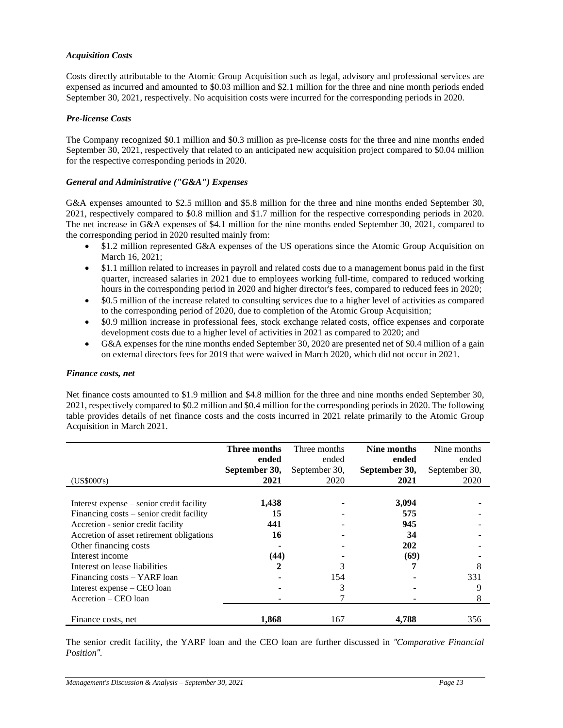### *Acquisition Costs*

Costs directly attributable to the Atomic Group Acquisition such as legal, advisory and professional services are expensed as incurred and amounted to \$0.03 million and \$2.1 million for the three and nine month periods ended September 30, 2021, respectively. No acquisition costs were incurred for the corresponding periods in 2020.

### *Pre-license Costs*

The Company recognized \$0.1 million and \$0.3 million as pre-license costs for the three and nine months ended September 30, 2021, respectively that related to an anticipated new acquisition project compared to \$0.04 million for the respective corresponding periods in 2020.

### *General and Administrative ("G&A") Expenses*

G&A expenses amounted to \$2.5 million and \$5.8 million for the three and nine months ended September 30, 2021, respectively compared to \$0.8 million and \$1.7 million for the respective corresponding periods in 2020. The net increase in G&A expenses of \$4.1 million for the nine months ended September 30, 2021, compared to the corresponding period in 2020 resulted mainly from:

- \$1.2 million represented G&A expenses of the US operations since the Atomic Group Acquisition on March 16, 2021;
- \$1.1 million related to increases in payroll and related costs due to a management bonus paid in the first quarter, increased salaries in 2021 due to employees working full-time, compared to reduced working hours in the corresponding period in 2020 and higher director's fees, compared to reduced fees in 2020;
- \$0.5 million of the increase related to consulting services due to a higher level of activities as compared to the corresponding period of 2020, due to completion of the Atomic Group Acquisition;
- \$0.9 million increase in professional fees, stock exchange related costs, office expenses and corporate development costs due to a higher level of activities in 2021 as compared to 2020; and
- G&A expenses for the nine months ended September 30, 2020 are presented net of \$0.4 million of a gain on external directors fees for 2019 that were waived in March 2020, which did not occur in 2021.

### *Finance costs, net*

Net finance costs amounted to \$1.9 million and \$4.8 million for the three and nine months ended September 30, 2021, respectively compared to \$0.2 million and \$0.4 million for the corresponding periods in 2020. The following table provides details of net finance costs and the costs incurred in 2021 relate primarily to the Atomic Group Acquisition in March 2021.

| (US\$000's) | **Three months ended September 30, 2021** | Three months ended September 30, 2020 | **Nine months ended September 30, 2021** | Nine months ended September 30, 2020 |
|---|---|---|---|---|
| Interest expense – senior credit facility | **1,438** | - | **3,094** | - |
| Financing costs – senior credit facility | **15** | - | **575** | - |
| Accretion - senior credit facility | **441** | - | **945** | - |
| Accretion of asset retirement obligations | **16** | - | **34** | - |
| Other financing costs | **-** | - | **202** | - |
| Interest income | **(44)** | - | **(69)** | - |
| Interest on lease liabilities | **2** | 3 | **7** | 8 |
| Financing costs – YARF loan | **-** | 154 | **-** | 331 |
| Interest expense – CEO loan | **-** | 3 | **-** | 9 |
| Accretion – CEO loan | **-** | 7 | **-** | 8 |
| Finance costs, net | **1,868** | 167 | **4,788** | 356 |

The senior credit facility, the YARF loan and the CEO loan are further discussed in *"Comparative Financial Position"*.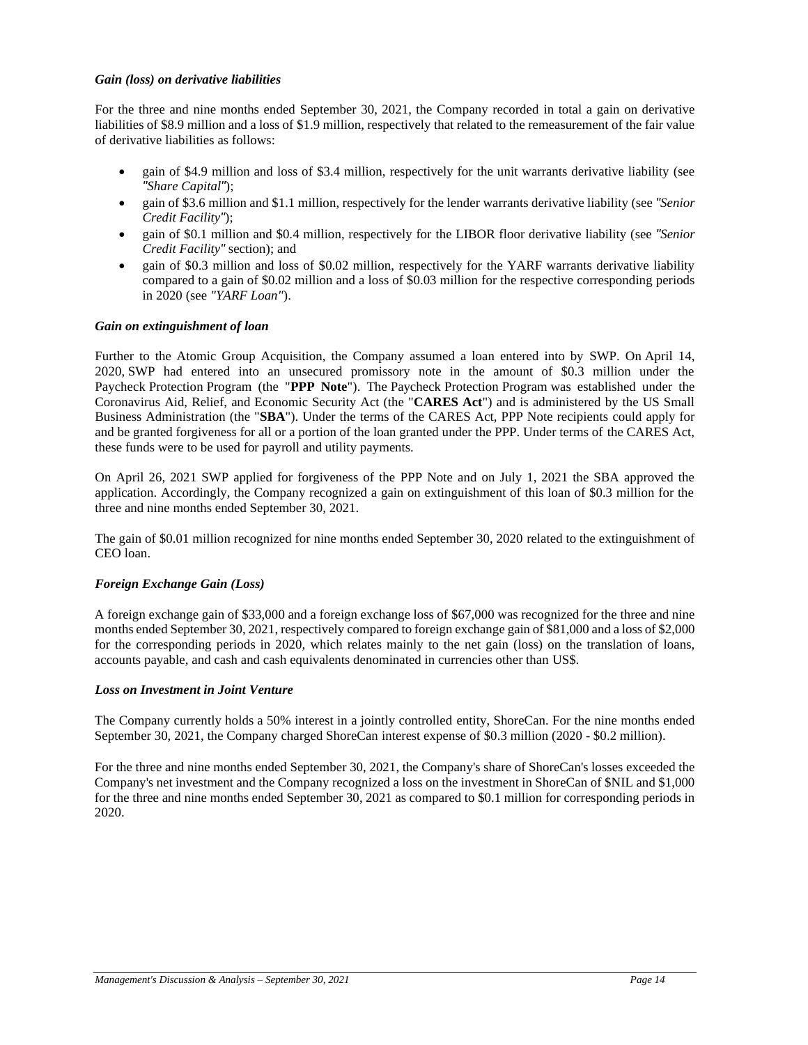### *Gain (loss) on derivative liabilities*

For the three and nine months ended September 30, 2021, the Company recorded in total a gain on derivative liabilities of $8.9 million and a loss of $1.9 million, respectively that related to the remeasurement of the fair value of derivative liabilities as follows:

- gain of $4.9 million and loss of $3.4 million, respectively for the unit warrants derivative liability (see *"Share Capital"*);
- gain of $3.6 million and $1.1 million, respectively for the lender warrants derivative liability (see *"Senior Credit Facility"*);
- gain of $0.1 million and $0.4 million, respectively for the LIBOR floor derivative liability (see *"Senior Credit Facility"* section); and
- gain of $0.3 million and loss of $0.02 million, respectively for the YARF warrants derivative liability compared to a gain of $0.02 million and a loss of $0.03 million for the respective corresponding periods in 2020 (see *"YARF Loan"*).

### *Gain on extinguishment of loan*

Further to the Atomic Group Acquisition, the Company assumed a loan entered into by SWP. On April 14, 2020, SWP had entered into an unsecured promissory note in the amount of $0.3 million under the Paycheck Protection Program (the "**PPP Note**"). The Paycheck Protection Program was established under the Coronavirus Aid, Relief, and Economic Security Act (the "**CARES Act**") and is administered by the US Small Business Administration (the "**SBA**"). Under the terms of the CARES Act, PPP Note recipients could apply for and be granted forgiveness for all or a portion of the loan granted under the PPP. Under terms of the CARES Act, these funds were to be used for payroll and utility payments.

On April 26, 2021 SWP applied for forgiveness of the PPP Note and on July 1, 2021 the SBA approved the application. Accordingly, the Company recognized a gain on extinguishment of this loan of $0.3 million for the three and nine months ended September 30, 2021.

The gain of $0.01 million recognized for nine months ended September 30, 2020 related to the extinguishment of CEO loan.

### *Foreign Exchange Gain (Loss)*

A foreign exchange gain of $33,000 and a foreign exchange loss of $67,000 was recognized for the three and nine months ended September 30, 2021, respectively compared to foreign exchange gain of $81,000 and a loss of $2,000 for the corresponding periods in 2020, which relates mainly to the net gain (loss) on the translation of loans, accounts payable, and cash and cash equivalents denominated in currencies other than US$.

### *Loss on Investment in Joint Venture*

The Company currently holds a 50% interest in a jointly controlled entity, ShoreCan. For the nine months ended September 30, 2021, the Company charged ShoreCan interest expense of $0.3 million (2020 - $0.2 million).

For the three and nine months ended September 30, 2021, the Company's share of ShoreCan's losses exceeded the Company's net investment and the Company recognized a loss on the investment in ShoreCan of $NIL and $1,000 for the three and nine months ended September 30, 2021 as compared to $0.1 million for corresponding periods in 2020.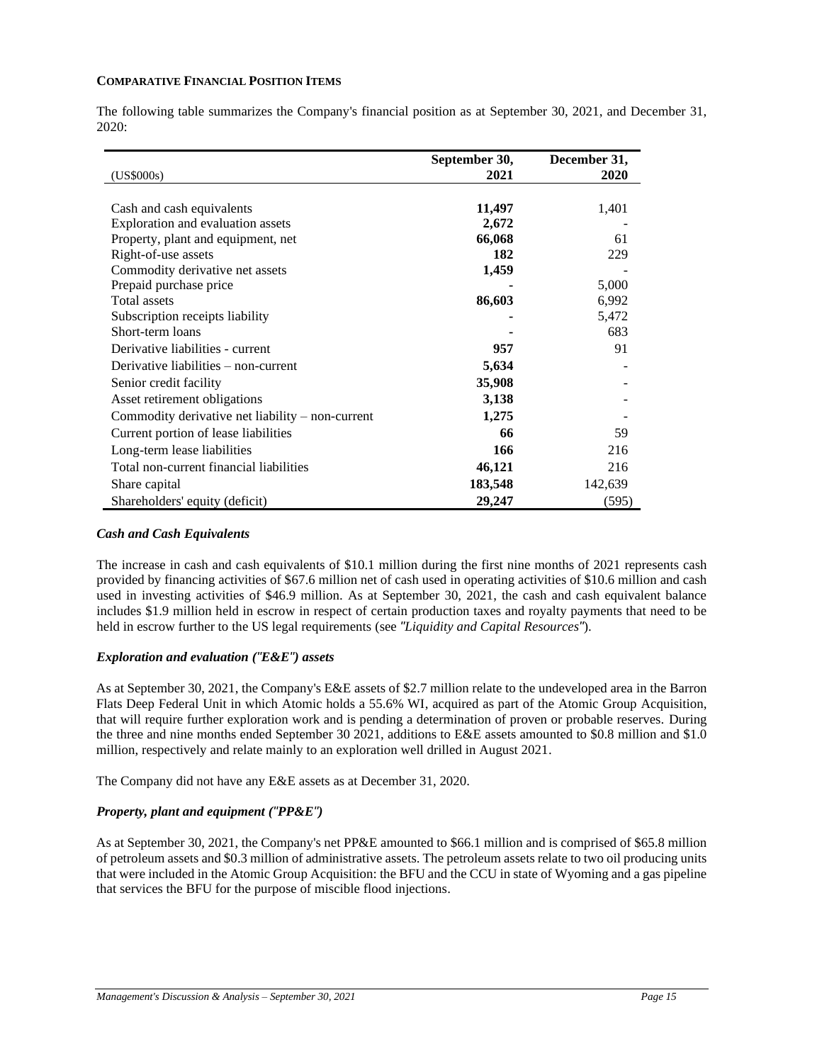**COMPARATIVE FINANCIAL POSITION ITEMS**

The following table summarizes the Company's financial position as at September 30, 2021, and December 31, 2020:

| (US$000s) | September 30, 2021 | December 31, 2020 |
|---|---|---|
| Cash and cash equivalents | **11,497** | 1,401 |
| Exploration and evaluation assets | **2,672** | - |
| Property, plant and equipment, net | **66,068** | 61 |
| Right-of-use assets | **182** | 229 |
| Commodity derivative net assets | **1,459** | - |
| Prepaid purchase price | **-** | 5,000 |
| Total assets | **86,603** | 6,992 |
| Subscription receipts liability | **-** | 5,472 |
| Short-term loans | **-** | 683 |
| Derivative liabilities - current | **957** | 91 |
| Derivative liabilities – non-current | **5,634** | - |
| Senior credit facility | **35,908** | - |
| Asset retirement obligations | **3,138** | - |
| Commodity derivative net liability – non-current | **1,275** | - |
| Current portion of lease liabilities | **66** | 59 |
| Long-term lease liabilities | **166** | 216 |
| Total non-current financial liabilities | **46,121** | 216 |
| Share capital | **183,548** | 142,639 |
| Shareholders' equity (deficit) | **29,247** | (595) |

### *Cash and Cash Equivalents*

The increase in cash and cash equivalents of $10.1 million during the first nine months of 2021 represents cash provided by financing activities of $67.6 million net of cash used in operating activities of $10.6 million and cash used in investing activities of $46.9 million. As at September 30, 2021, the cash and cash equivalent balance includes $1.9 million held in escrow in respect of certain production taxes and royalty payments that need to be held in escrow further to the US legal requirements (see *"Liquidity and Capital Resources"*).

### *Exploration and evaluation ("E&E") assets*

As at September 30, 2021, the Company's E&E assets of $2.7 million relate to the undeveloped area in the Barron Flats Deep Federal Unit in which Atomic holds a 55.6% WI, acquired as part of the Atomic Group Acquisition, that will require further exploration work and is pending a determination of proven or probable reserves. During the three and nine months ended September 30 2021, additions to E&E assets amounted to $0.8 million and $1.0 million, respectively and relate mainly to an exploration well drilled in August 2021.

The Company did not have any E&E assets as at December 31, 2020.

### *Property, plant and equipment ("PP&E")*

As at September 30, 2021, the Company's net PP&E amounted to $66.1 million and is comprised of $65.8 million of petroleum assets and $0.3 million of administrative assets. The petroleum assets relate to two oil producing units that were included in the Atomic Group Acquisition: the BFU and the CCU in state of Wyoming and a gas pipeline that services the BFU for the purpose of miscible flood injections.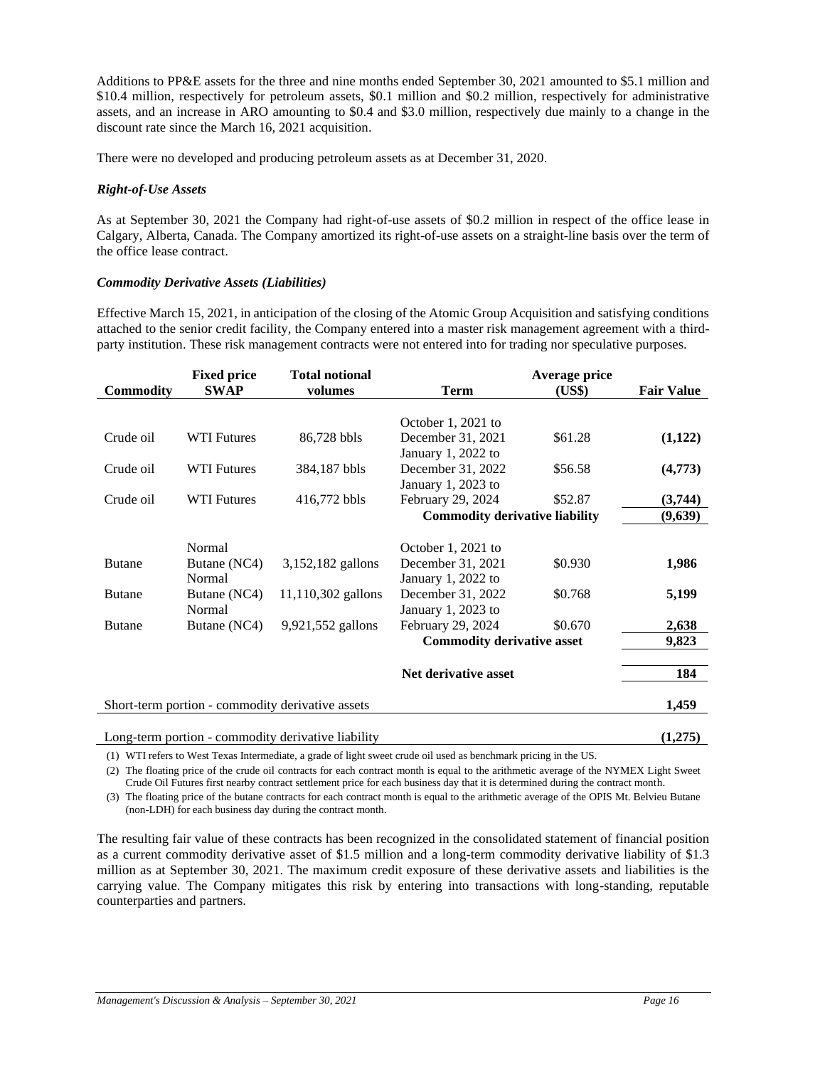Additions to PP&E assets for the three and nine months ended September 30, 2021 amounted to $5.1 million and $10.4 million, respectively for petroleum assets, $0.1 million and $0.2 million, respectively for administrative assets, and an increase in ARO amounting to $0.4 and $3.0 million, respectively due mainly to a change in the discount rate since the March 16, 2021 acquisition.

There were no developed and producing petroleum assets as at December 31, 2020.

***Right-of-Use Assets***

As at September 30, 2021 the Company had right-of-use assets of $0.2 million in respect of the office lease in Calgary, Alberta, Canada. The Company amortized its right-of-use assets on a straight-line basis over the term of the office lease contract.

***Commodity Derivative Assets (Liabilities)***

Effective March 15, 2021, in anticipation of the closing of the Atomic Group Acquisition and satisfying conditions attached to the senior credit facility, the Company entered into a master risk management agreement with a third-party institution. These risk management contracts were not entered into for trading nor speculative purposes.

| Commodity | Fixed price SWAP | Total notional volumes | Term | Average price (US$) | Fair Value |
|---|---|---|---|---|---|
| Crude oil | WTI Futures | 86,728 bbls | October 1, 2021 to December 31, 2021 | $61.28 | **(1,122)** |
| Crude oil | WTI Futures | 384,187 bbls | January 1, 2022 to December 31, 2022 | $56.58 | **(4,773)** |
| Crude oil | WTI Futures | 416,772 bbls | January 1, 2023 to February 29, 2024 | $52.87 | **(3,744)** |
| | | | **Commodity derivative liability** | | **(9,639)** |
| Butane | Normal Butane (NC4) | 3,152,182 gallons | October 1, 2021 to December 31, 2021 | $0.930 | **1,986** |
| Butane | Normal Butane (NC4) | 11,110,302 gallons | January 1, 2022 to December 31, 2022 | $0.768 | **5,199** |
| Butane | Normal Butane (NC4) | 9,921,552 gallons | January 1, 2023 to February 29, 2024 | $0.670 | **2,638** |
| | | | **Commodity derivative asset** | | **9,823** |
| | | | **Net derivative asset** | | **184** |
| Short-term portion - commodity derivative assets | | | | | **1,459** |
| Long-term portion - commodity derivative liability | | | | | **(1,275)** |

(1) WTI refers to West Texas Intermediate, a grade of light sweet crude oil used as benchmark pricing in the US.

(2) The floating price of the crude oil contracts for each contract month is equal to the arithmetic average of the NYMEX Light Sweet Crude Oil Futures first nearby contract settlement price for each business day that it is determined during the contract month.

(3) The floating price of the butane contracts for each contract month is equal to the arithmetic average of the OPIS Mt. Belvieu Butane (non-LDH) for each business day during the contract month.

The resulting fair value of these contracts has been recognized in the consolidated statement of financial position as a current commodity derivative asset of $1.5 million and a long-term commodity derivative liability of $1.3 million as at September 30, 2021. The maximum credit exposure of these derivative assets and liabilities is the carrying value. The Company mitigates this risk by entering into transactions with long-standing, reputable counterparties and partners.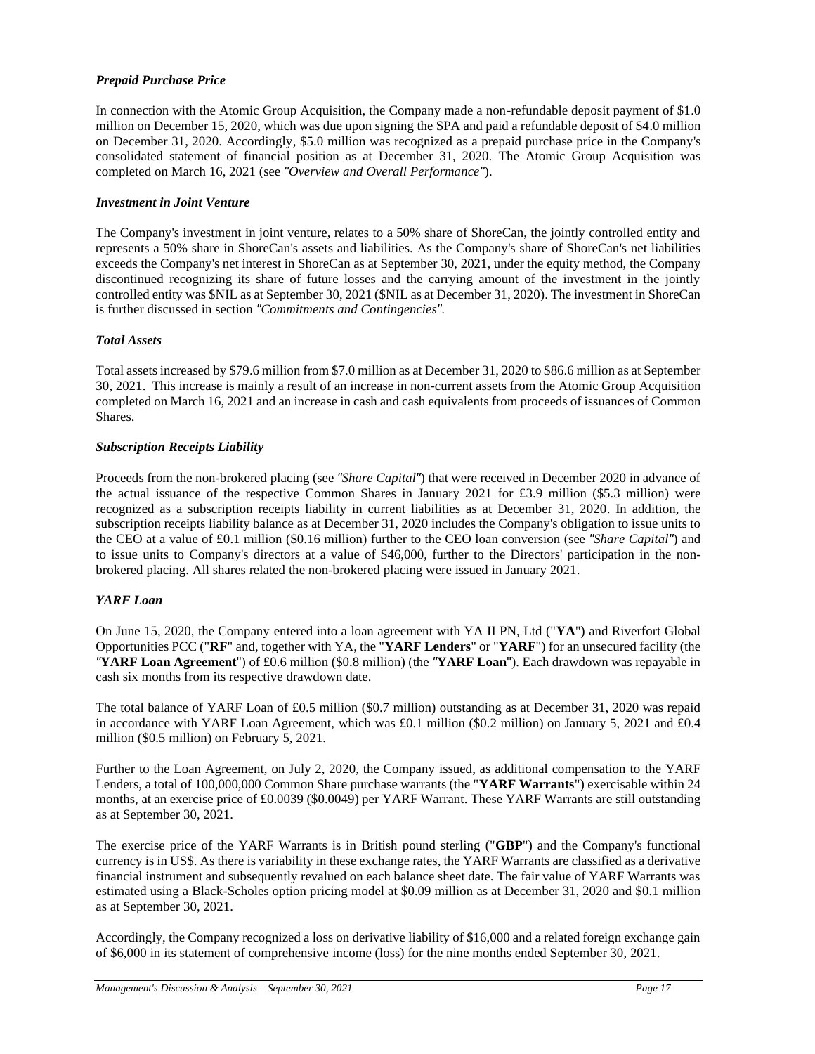### *Prepaid Purchase Price*

In connection with the Atomic Group Acquisition, the Company made a non-refundable deposit payment of $1.0 million on December 15, 2020, which was due upon signing the SPA and paid a refundable deposit of $4.0 million on December 31, 2020. Accordingly, $5.0 million was recognized as a prepaid purchase price in the Company's consolidated statement of financial position as at December 31, 2020. The Atomic Group Acquisition was completed on March 16, 2021 (see *"Overview and Overall Performance"*).

### *Investment in Joint Venture*

The Company's investment in joint venture, relates to a 50% share of ShoreCan, the jointly controlled entity and represents a 50% share in ShoreCan's assets and liabilities. As the Company's share of ShoreCan's net liabilities exceeds the Company's net interest in ShoreCan as at September 30, 2021, under the equity method, the Company discontinued recognizing its share of future losses and the carrying amount of the investment in the jointly controlled entity was $NIL as at September 30, 2021 ($NIL as at December 31, 2020). The investment in ShoreCan is further discussed in section *"Commitments and Contingencies"*.

### *Total Assets*

Total assets increased by $79.6 million from $7.0 million as at December 31, 2020 to $86.6 million as at September 30, 2021. This increase is mainly a result of an increase in non-current assets from the Atomic Group Acquisition completed on March 16, 2021 and an increase in cash and cash equivalents from proceeds of issuances of Common Shares.

### *Subscription Receipts Liability*

Proceeds from the non-brokered placing (see *"Share Capital"*) that were received in December 2020 in advance of the actual issuance of the respective Common Shares in January 2021 for £3.9 million ($5.3 million) were recognized as a subscription receipts liability in current liabilities as at December 31, 2020. In addition, the subscription receipts liability balance as at December 31, 2020 includes the Company's obligation to issue units to the CEO at a value of £0.1 million ($0.16 million) further to the CEO loan conversion (see *"Share Capital"*) and to issue units to Company's directors at a value of $46,000, further to the Directors' participation in the non-brokered placing. All shares related the non-brokered placing were issued in January 2021.

### *YARF Loan*

On June 15, 2020, the Company entered into a loan agreement with YA II PN, Ltd ("**YA**") and Riverfort Global Opportunities PCC ("**RF**" and, together with YA, the "**YARF Lenders**" or "**YARF**") for an unsecured facility (the "**YARF Loan Agreement**") of £0.6 million ($0.8 million) (the "**YARF Loan**"). Each drawdown was repayable in cash six months from its respective drawdown date.

The total balance of YARF Loan of £0.5 million ($0.7 million) outstanding as at December 31, 2020 was repaid in accordance with YARF Loan Agreement, which was £0.1 million ($0.2 million) on January 5, 2021 and £0.4 million ($0.5 million) on February 5, 2021.

Further to the Loan Agreement, on July 2, 2020, the Company issued, as additional compensation to the YARF Lenders, a total of 100,000,000 Common Share purchase warrants (the "**YARF Warrants**") exercisable within 24 months, at an exercise price of £0.0039 ($0.0049) per YARF Warrant. These YARF Warrants are still outstanding as at September 30, 2021.

The exercise price of the YARF Warrants is in British pound sterling ("**GBP**") and the Company's functional currency is in US$. As there is variability in these exchange rates, the YARF Warrants are classified as a derivative financial instrument and subsequently revalued on each balance sheet date. The fair value of YARF Warrants was estimated using a Black-Scholes option pricing model at $0.09 million as at December 31, 2020 and $0.1 million as at September 30, 2021.

Accordingly, the Company recognized a loss on derivative liability of $16,000 and a related foreign exchange gain of $6,000 in its statement of comprehensive income (loss) for the nine months ended September 30, 2021.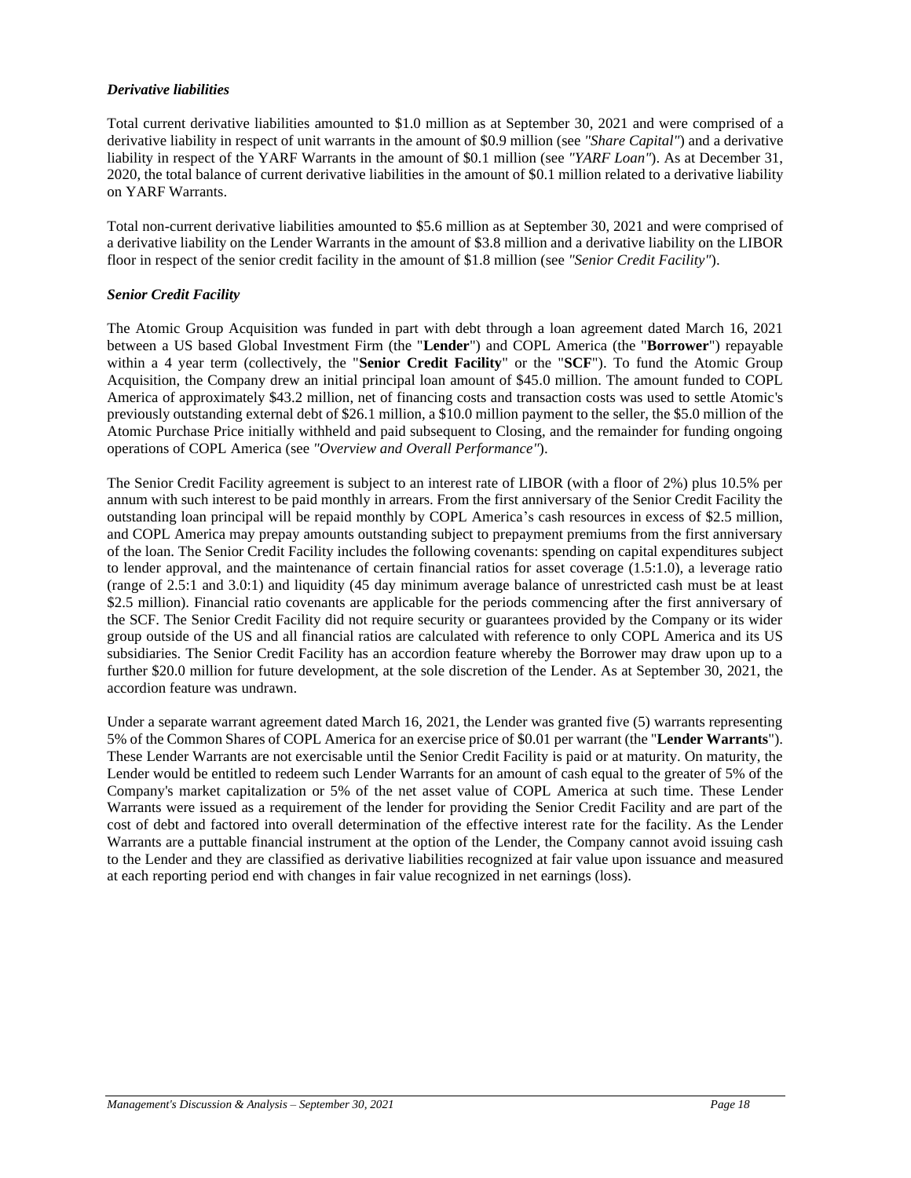### *Derivative liabilities*

Total current derivative liabilities amounted to $1.0 million as at September 30, 2021 and were comprised of a derivative liability in respect of unit warrants in the amount of $0.9 million (see *"Share Capital"*) and a derivative liability in respect of the YARF Warrants in the amount of $0.1 million (see *"YARF Loan"*). As at December 31, 2020, the total balance of current derivative liabilities in the amount of $0.1 million related to a derivative liability on YARF Warrants.

Total non-current derivative liabilities amounted to $5.6 million as at September 30, 2021 and were comprised of a derivative liability on the Lender Warrants in the amount of $3.8 million and a derivative liability on the LIBOR floor in respect of the senior credit facility in the amount of $1.8 million (see *"Senior Credit Facility"*).

### *Senior Credit Facility*

The Atomic Group Acquisition was funded in part with debt through a loan agreement dated March 16, 2021 between a US based Global Investment Firm (the "**Lender**") and COPL America (the "**Borrower**") repayable within a 4 year term (collectively, the "**Senior Credit Facility**" or the "**SCF**"). To fund the Atomic Group Acquisition, the Company drew an initial principal loan amount of $45.0 million. The amount funded to COPL America of approximately $43.2 million, net of financing costs and transaction costs was used to settle Atomic's previously outstanding external debt of $26.1 million, a $10.0 million payment to the seller, the $5.0 million of the Atomic Purchase Price initially withheld and paid subsequent to Closing, and the remainder for funding ongoing operations of COPL America (see *"Overview and Overall Performance"*).

The Senior Credit Facility agreement is subject to an interest rate of LIBOR (with a floor of 2%) plus 10.5% per annum with such interest to be paid monthly in arrears. From the first anniversary of the Senior Credit Facility the outstanding loan principal will be repaid monthly by COPL America's cash resources in excess of $2.5 million, and COPL America may prepay amounts outstanding subject to prepayment premiums from the first anniversary of the loan. The Senior Credit Facility includes the following covenants: spending on capital expenditures subject to lender approval, and the maintenance of certain financial ratios for asset coverage (1.5:1.0), a leverage ratio (range of 2.5:1 and 3.0:1) and liquidity (45 day minimum average balance of unrestricted cash must be at least $2.5 million). Financial ratio covenants are applicable for the periods commencing after the first anniversary of the SCF. The Senior Credit Facility did not require security or guarantees provided by the Company or its wider group outside of the US and all financial ratios are calculated with reference to only COPL America and its US subsidiaries. The Senior Credit Facility has an accordion feature whereby the Borrower may draw upon up to a further $20.0 million for future development, at the sole discretion of the Lender. As at September 30, 2021, the accordion feature was undrawn.

Under a separate warrant agreement dated March 16, 2021, the Lender was granted five (5) warrants representing 5% of the Common Shares of COPL America for an exercise price of $0.01 per warrant (the "**Lender Warrants**"). These Lender Warrants are not exercisable until the Senior Credit Facility is paid or at maturity. On maturity, the Lender would be entitled to redeem such Lender Warrants for an amount of cash equal to the greater of 5% of the Company's market capitalization or 5% of the net asset value of COPL America at such time. These Lender Warrants were issued as a requirement of the lender for providing the Senior Credit Facility and are part of the cost of debt and factored into overall determination of the effective interest rate for the facility. As the Lender Warrants are a puttable financial instrument at the option of the Lender, the Company cannot avoid issuing cash to the Lender and they are classified as derivative liabilities recognized at fair value upon issuance and measured at each reporting period end with changes in fair value recognized in net earnings (loss).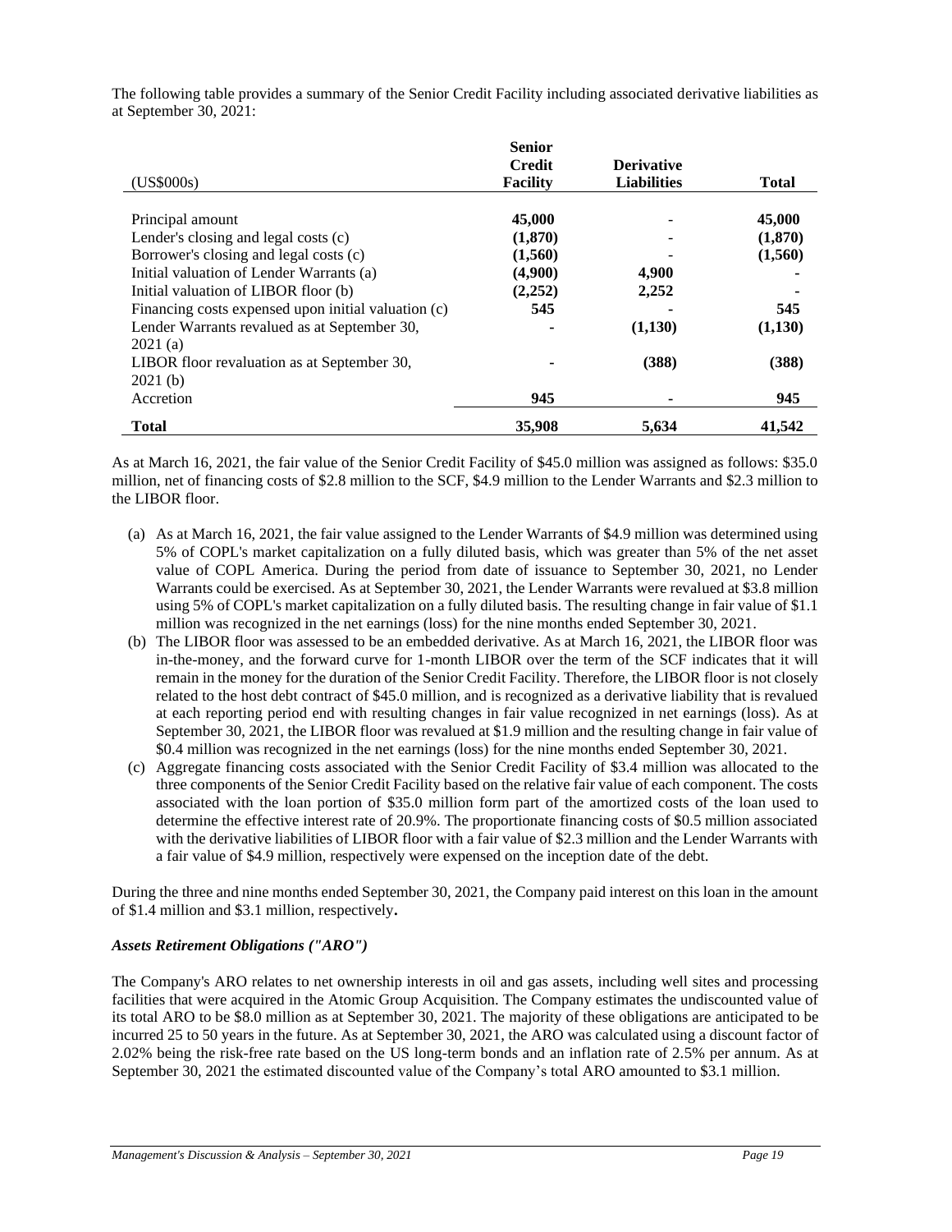The following table provides a summary of the Senior Credit Facility including associated derivative liabilities as at September 30, 2021:

| (US$000s) | Senior Credit Facility | Derivative Liabilities | Total |
|---|---|---|---|
| Principal amount | 45,000 | - | 45,000 |
| Lender's closing and legal costs (c) | (1,870) | - | (1,870) |
| Borrower's closing and legal costs (c) | (1,560) | - | (1,560) |
| Initial valuation of Lender Warrants (a) | (4,900) | 4,900 | - |
| Initial valuation of LIBOR floor (b) | (2,252) | 2,252 | - |
| Financing costs expensed upon initial valuation (c) | 545 | - | 545 |
| Lender Warrants revalued as at September 30, 2021 (a) | - | (1,130) | (1,130) |
| LIBOR floor revaluation as at September 30, 2021 (b) | - | (388) | (388) |
| Accretion | 945 | - | 945 |
| **Total** | **35,908** | **5,634** | **41,542** |

As at March 16, 2021, the fair value of the Senior Credit Facility of $45.0 million was assigned as follows: $35.0 million, net of financing costs of $2.8 million to the SCF, $4.9 million to the Lender Warrants and $2.3 million to the LIBOR floor.

(a) As at March 16, 2021, the fair value assigned to the Lender Warrants of $4.9 million was determined using 5% of COPL's market capitalization on a fully diluted basis, which was greater than 5% of the net asset value of COPL America. During the period from date of issuance to September 30, 2021, no Lender Warrants could be exercised. As at September 30, 2021, the Lender Warrants were revalued at $3.8 million using 5% of COPL's market capitalization on a fully diluted basis. The resulting change in fair value of $1.1 million was recognized in the net earnings (loss) for the nine months ended September 30, 2021.

(b) The LIBOR floor was assessed to be an embedded derivative. As at March 16, 2021, the LIBOR floor was in-the-money, and the forward curve for 1-month LIBOR over the term of the SCF indicates that it will remain in the money for the duration of the Senior Credit Facility. Therefore, the LIBOR floor is not closely related to the host debt contract of $45.0 million, and is recognized as a derivative liability that is revalued at each reporting period end with resulting changes in fair value recognized in net earnings (loss). As at September 30, 2021, the LIBOR floor was revalued at $1.9 million and the resulting change in fair value of $0.4 million was recognized in the net earnings (loss) for the nine months ended September 30, 2021.

(c) Aggregate financing costs associated with the Senior Credit Facility of $3.4 million was allocated to the three components of the Senior Credit Facility based on the relative fair value of each component. The costs associated with the loan portion of $35.0 million form part of the amortized costs of the loan used to determine the effective interest rate of 20.9%. The proportionate financing costs of $0.5 million associated with the derivative liabilities of LIBOR floor with a fair value of $2.3 million and the Lender Warrants with a fair value of $4.9 million, respectively were expensed on the inception date of the debt.

During the three and nine months ended September 30, 2021, the Company paid interest on this loan in the amount of $1.4 million and $3.1 million, respectively**.**

***Assets Retirement Obligations ("ARO")***

The Company's ARO relates to net ownership interests in oil and gas assets, including well sites and processing facilities that were acquired in the Atomic Group Acquisition. The Company estimates the undiscounted value of its total ARO to be $8.0 million as at September 30, 2021. The majority of these obligations are anticipated to be incurred 25 to 50 years in the future. As at September 30, 2021, the ARO was calculated using a discount factor of 2.02% being the risk-free rate based on the US long-term bonds and an inflation rate of 2.5% per annum. As at September 30, 2021 the estimated discounted value of the Company's total ARO amounted to $3.1 million.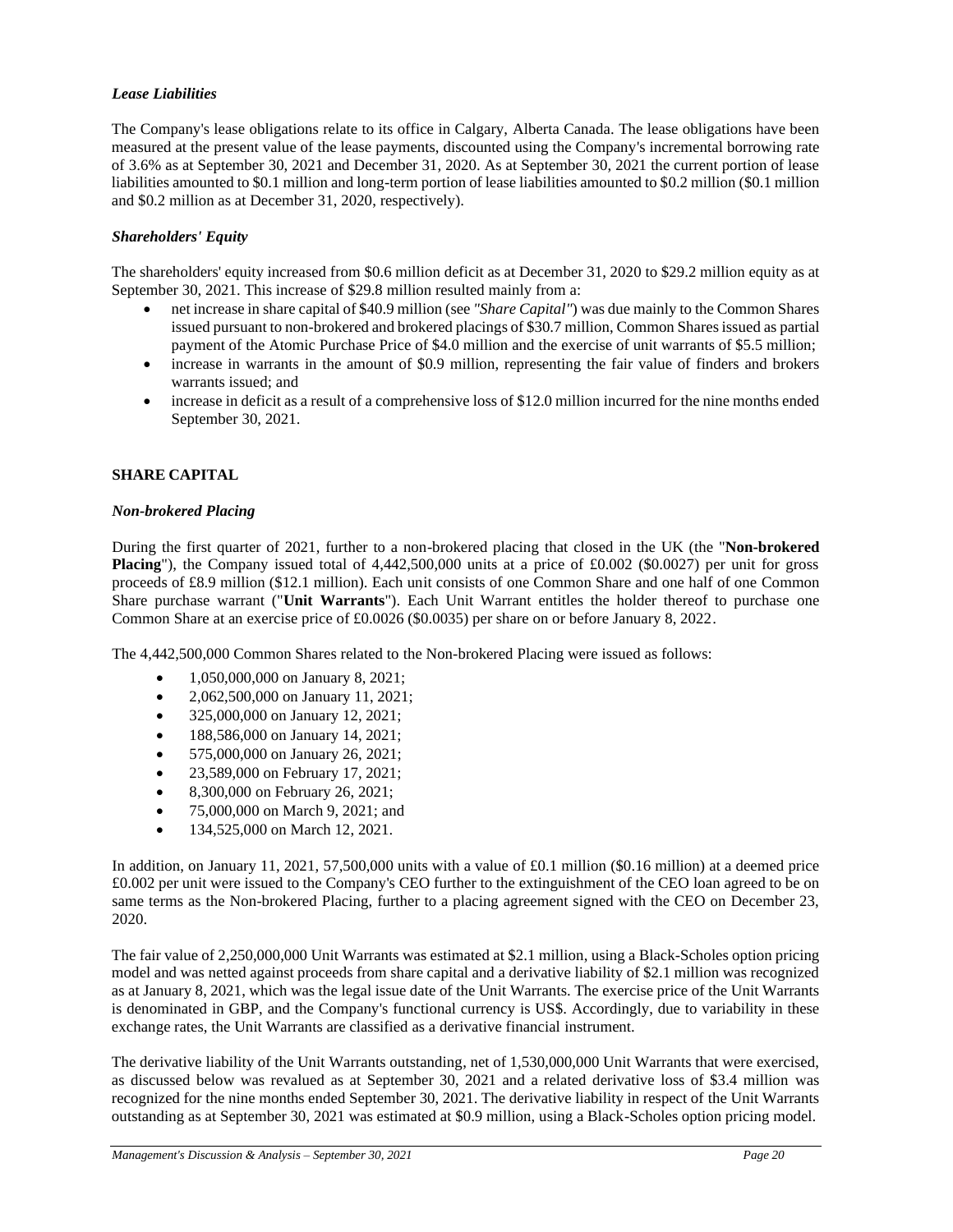### *Lease Liabilities*

The Company's lease obligations relate to its office in Calgary, Alberta Canada. The lease obligations have been measured at the present value of the lease payments, discounted using the Company's incremental borrowing rate of 3.6% as at September 30, 2021 and December 31, 2020. As at September 30, 2021 the current portion of lease liabilities amounted to \$0.1 million and long-term portion of lease liabilities amounted to \$0.2 million (\$0.1 million and \$0.2 million as at December 31, 2020, respectively).

### *Shareholders' Equity*

The shareholders' equity increased from \$0.6 million deficit as at December 31, 2020 to \$29.2 million equity as at September 30, 2021. This increase of \$29.8 million resulted mainly from a:

- net increase in share capital of \$40.9 million (see *"Share Capital"*) was due mainly to the Common Shares issued pursuant to non-brokered and brokered placings of \$30.7 million, Common Shares issued as partial payment of the Atomic Purchase Price of \$4.0 million and the exercise of unit warrants of \$5.5 million;
- increase in warrants in the amount of \$0.9 million, representing the fair value of finders and brokers warrants issued; and
- increase in deficit as a result of a comprehensive loss of \$12.0 million incurred for the nine months ended September 30, 2021.

## SHARE CAPITAL

### *Non-brokered Placing*

During the first quarter of 2021, further to a non-brokered placing that closed in the UK (the "**Non-brokered Placing**"), the Company issued total of 4,442,500,000 units at a price of £0.002 (\$0.0027) per unit for gross proceeds of £8.9 million (\$12.1 million). Each unit consists of one Common Share and one half of one Common Share purchase warrant ("**Unit Warrants**"). Each Unit Warrant entitles the holder thereof to purchase one Common Share at an exercise price of £0.0026 (\$0.0035) per share on or before January 8, 2022.

The 4,442,500,000 Common Shares related to the Non-brokered Placing were issued as follows:

- 1,050,000,000 on January 8, 2021;
- 2,062,500,000 on January 11, 2021;
- 325,000,000 on January 12, 2021;
- 188,586,000 on January 14, 2021;
- 575,000,000 on January 26, 2021;
- 23,589,000 on February 17, 2021;
- 8,300,000 on February 26, 2021;
- 75,000,000 on March 9, 2021; and
- 134,525,000 on March 12, 2021.

In addition, on January 11, 2021, 57,500,000 units with a value of £0.1 million (\$0.16 million) at a deemed price £0.002 per unit were issued to the Company's CEO further to the extinguishment of the CEO loan agreed to be on same terms as the Non-brokered Placing, further to a placing agreement signed with the CEO on December 23, 2020.

The fair value of 2,250,000,000 Unit Warrants was estimated at \$2.1 million, using a Black-Scholes option pricing model and was netted against proceeds from share capital and a derivative liability of \$2.1 million was recognized as at January 8, 2021, which was the legal issue date of the Unit Warrants. The exercise price of the Unit Warrants is denominated in GBP, and the Company's functional currency is US\$. Accordingly, due to variability in these exchange rates, the Unit Warrants are classified as a derivative financial instrument.

The derivative liability of the Unit Warrants outstanding, net of 1,530,000,000 Unit Warrants that were exercised, as discussed below was revalued as at September 30, 2021 and a related derivative loss of \$3.4 million was recognized for the nine months ended September 30, 2021. The derivative liability in respect of the Unit Warrants outstanding as at September 30, 2021 was estimated at \$0.9 million, using a Black-Scholes option pricing model.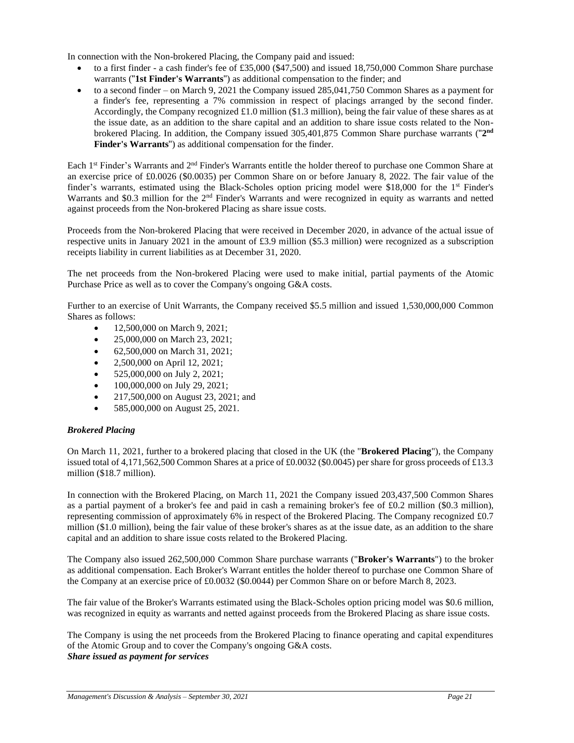In connection with the Non-brokered Placing, the Company paid and issued:

- to a first finder - a cash finder's fee of £35,000 ($47,500) and issued 18,750,000 Common Share purchase warrants ("**1st Finder's Warrants**") as additional compensation to the finder; and
- to a second finder – on March 9, 2021 the Company issued 285,041,750 Common Shares as a payment for a finder's fee, representing a 7% commission in respect of placings arranged by the second finder. Accordingly, the Company recognized £1.0 million ($1.3 million), being the fair value of these shares as at the issue date, as an addition to the share capital and an addition to share issue costs related to the Non-brokered Placing. In addition, the Company issued 305,401,875 Common Share purchase warrants ("**2nd Finder's Warrants**") as additional compensation for the finder.

Each 1st Finder's Warrants and 2nd Finder's Warrants entitle the holder thereof to purchase one Common Share at an exercise price of £0.0026 ($0.0035) per Common Share on or before January 8, 2022. The fair value of the finder's warrants, estimated using the Black-Scholes option pricing model were $18,000 for the 1st Finder's Warrants and $0.3 million for the 2nd Finder's Warrants and were recognized in equity as warrants and netted against proceeds from the Non-brokered Placing as share issue costs.

Proceeds from the Non-brokered Placing that were received in December 2020, in advance of the actual issue of respective units in January 2021 in the amount of £3.9 million ($5.3 million) were recognized as a subscription receipts liability in current liabilities as at December 31, 2020.

The net proceeds from the Non-brokered Placing were used to make initial, partial payments of the Atomic Purchase Price as well as to cover the Company's ongoing G&A costs.

Further to an exercise of Unit Warrants, the Company received $5.5 million and issued 1,530,000,000 Common Shares as follows:

- 12,500,000 on March 9, 2021;
- 25,000,000 on March 23, 2021;
- 62,500,000 on March 31, 2021;
- 2,500,000 on April 12, 2021;
- 525,000,000 on July 2, 2021;
- 100,000,000 on July 29, 2021;
- 217,500,000 on August 23, 2021; and
- 585,000,000 on August 25, 2021.

***Brokered Placing***

On March 11, 2021, further to a brokered placing that closed in the UK (the "**Brokered Placing**"), the Company issued total of 4,171,562,500 Common Shares at a price of £0.0032 ($0.0045) per share for gross proceeds of £13.3 million ($18.7 million).

In connection with the Brokered Placing, on March 11, 2021 the Company issued 203,437,500 Common Shares as a partial payment of a broker's fee and paid in cash a remaining broker's fee of £0.2 million ($0.3 million), representing commission of approximately 6% in respect of the Brokered Placing. The Company recognized £0.7 million ($1.0 million), being the fair value of these broker's shares as at the issue date, as an addition to the share capital and an addition to share issue costs related to the Brokered Placing.

The Company also issued 262,500,000 Common Share purchase warrants ("**Broker's Warrants**") to the broker as additional compensation. Each Broker's Warrant entitles the holder thereof to purchase one Common Share of the Company at an exercise price of £0.0032 ($0.0044) per Common Share on or before March 8, 2023.

The fair value of the Broker's Warrants estimated using the Black-Scholes option pricing model was $0.6 million, was recognized in equity as warrants and netted against proceeds from the Brokered Placing as share issue costs.

The Company is using the net proceeds from the Brokered Placing to finance operating and capital expenditures of the Atomic Group and to cover the Company's ongoing G&A costs.

***Share issued as payment for services***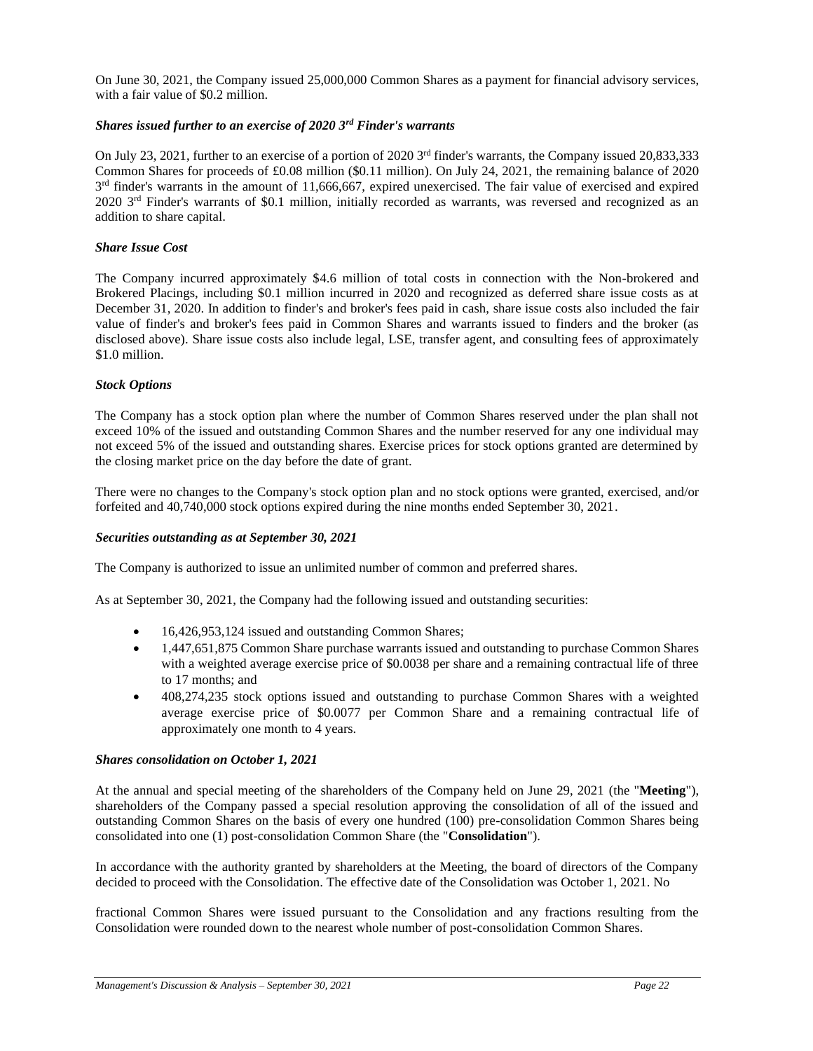On June 30, 2021, the Company issued 25,000,000 Common Shares as a payment for financial advisory services, with a fair value of \$0.2 million.

***Shares issued further to an exercise of 2020 3rd Finder's warrants***

On July 23, 2021, further to an exercise of a portion of 2020 3rd finder's warrants, the Company issued 20,833,333 Common Shares for proceeds of £0.08 million (\$0.11 million). On July 24, 2021, the remaining balance of 2020 3rd finder's warrants in the amount of 11,666,667, expired unexercised. The fair value of exercised and expired 2020 3rd Finder's warrants of \$0.1 million, initially recorded as warrants, was reversed and recognized as an addition to share capital.

***Share Issue Cost***

The Company incurred approximately \$4.6 million of total costs in connection with the Non-brokered and Brokered Placings, including \$0.1 million incurred in 2020 and recognized as deferred share issue costs as at December 31, 2020. In addition to finder's and broker's fees paid in cash, share issue costs also included the fair value of finder's and broker's fees paid in Common Shares and warrants issued to finders and the broker (as disclosed above). Share issue costs also include legal, LSE, transfer agent, and consulting fees of approximately \$1.0 million.

***Stock Options***

The Company has a stock option plan where the number of Common Shares reserved under the plan shall not exceed 10% of the issued and outstanding Common Shares and the number reserved for any one individual may not exceed 5% of the issued and outstanding shares. Exercise prices for stock options granted are determined by the closing market price on the day before the date of grant.

There were no changes to the Company's stock option plan and no stock options were granted, exercised, and/or forfeited and 40,740,000 stock options expired during the nine months ended September 30, 2021.

***Securities outstanding as at September 30, 2021***

The Company is authorized to issue an unlimited number of common and preferred shares.

As at September 30, 2021, the Company had the following issued and outstanding securities:

- 16,426,953,124 issued and outstanding Common Shares;
- 1,447,651,875 Common Share purchase warrants issued and outstanding to purchase Common Shares with a weighted average exercise price of \$0.0038 per share and a remaining contractual life of three to 17 months; and
- 408,274,235 stock options issued and outstanding to purchase Common Shares with a weighted average exercise price of \$0.0077 per Common Share and a remaining contractual life of approximately one month to 4 years.

***Shares consolidation on October 1, 2021***

At the annual and special meeting of the shareholders of the Company held on June 29, 2021 (the "**Meeting**"), shareholders of the Company passed a special resolution approving the consolidation of all of the issued and outstanding Common Shares on the basis of every one hundred (100) pre-consolidation Common Shares being consolidated into one (1) post-consolidation Common Share (the "**Consolidation**").

In accordance with the authority granted by shareholders at the Meeting, the board of directors of the Company decided to proceed with the Consolidation. The effective date of the Consolidation was October 1, 2021. No fractional Common Shares were issued pursuant to the Consolidation and any fractions resulting from the Consolidation were rounded down to the nearest whole number of post-consolidation Common Shares.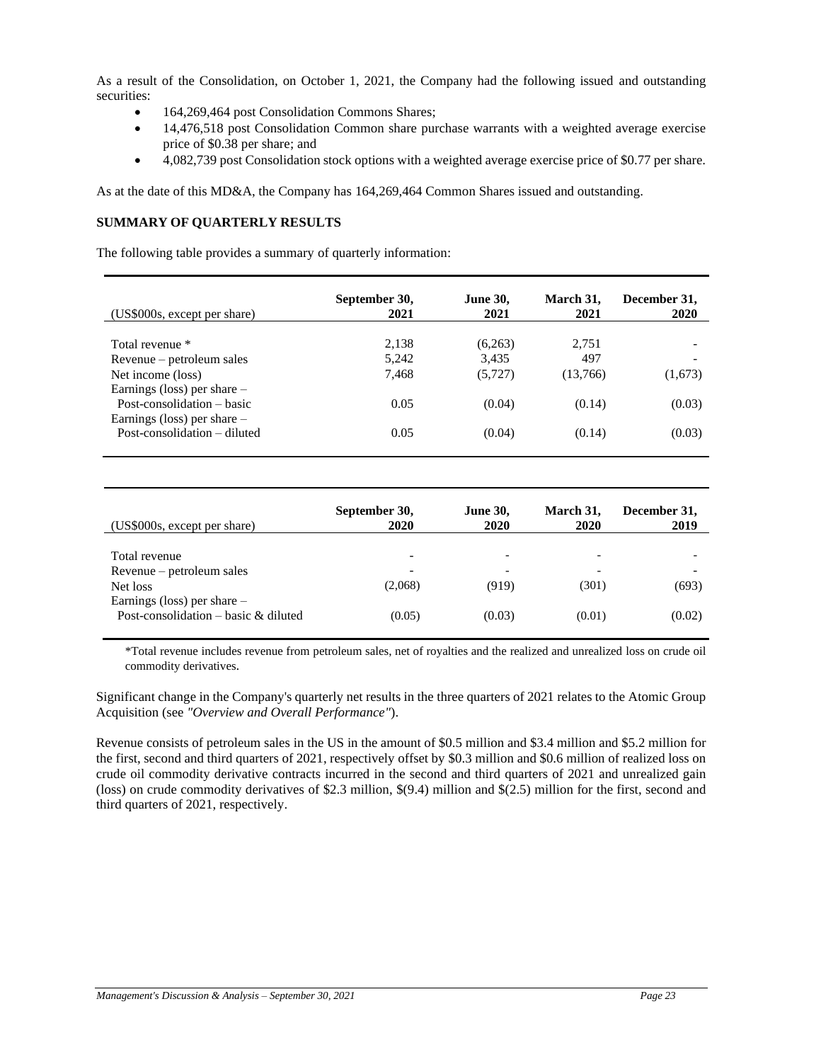As a result of the Consolidation, on October 1, 2021, the Company had the following issued and outstanding securities:

- 164,269,464 post Consolidation Commons Shares;
- 14,476,518 post Consolidation Common share purchase warrants with a weighted average exercise price of $0.38 per share; and
- 4,082,739 post Consolidation stock options with a weighted average exercise price of $0.77 per share.

As at the date of this MD&A, the Company has 164,269,464 Common Shares issued and outstanding.

**SUMMARY OF QUARTERLY RESULTS**

The following table provides a summary of quarterly information:

| (US$000s, except per share) | September 30, 2021 | June 30, 2021 | March 31, 2021 | December 31, 2020 |
|---|---|---|---|---|
| Total revenue * | 2,138 | (6,263) | 2,751 | - |
| Revenue – petroleum sales | 5,242 | 3,435 | 497 | - |
| Net income (loss) | 7,468 | (5,727) | (13,766) | (1,673) |
| Earnings (loss) per share – Post-consolidation – basic | 0.05 | (0.04) | (0.14) | (0.03) |
| Earnings (loss) per share – Post-consolidation – diluted | 0.05 | (0.04) | (0.14) | (0.03) |

| (US$000s, except per share) | September 30, 2020 | June 30, 2020 | March 31, 2020 | December 31, 2019 |
|---|---|---|---|---|
| Total revenue | - | - | - | - |
| Revenue – petroleum sales | - | - | - | - |
| Net loss | (2,068) | (919) | (301) | (693) |
| Earnings (loss) per share – Post-consolidation – basic & diluted | (0.05) | (0.03) | (0.01) | (0.02) |

*Total revenue includes revenue from petroleum sales, net of royalties and the realized and unrealized loss on crude oil commodity derivatives.

Significant change in the Company's quarterly net results in the three quarters of 2021 relates to the Atomic Group Acquisition (see *"Overview and Overall Performance"*).

Revenue consists of petroleum sales in the US in the amount of $0.5 million and $3.4 million and $5.2 million for the first, second and third quarters of 2021, respectively offset by $0.3 million and $0.6 million of realized loss on crude oil commodity derivative contracts incurred in the second and third quarters of 2021 and unrealized gain (loss) on crude commodity derivatives of $2.3 million, $(9.4) million and $(2.5) million for the first, second and third quarters of 2021, respectively.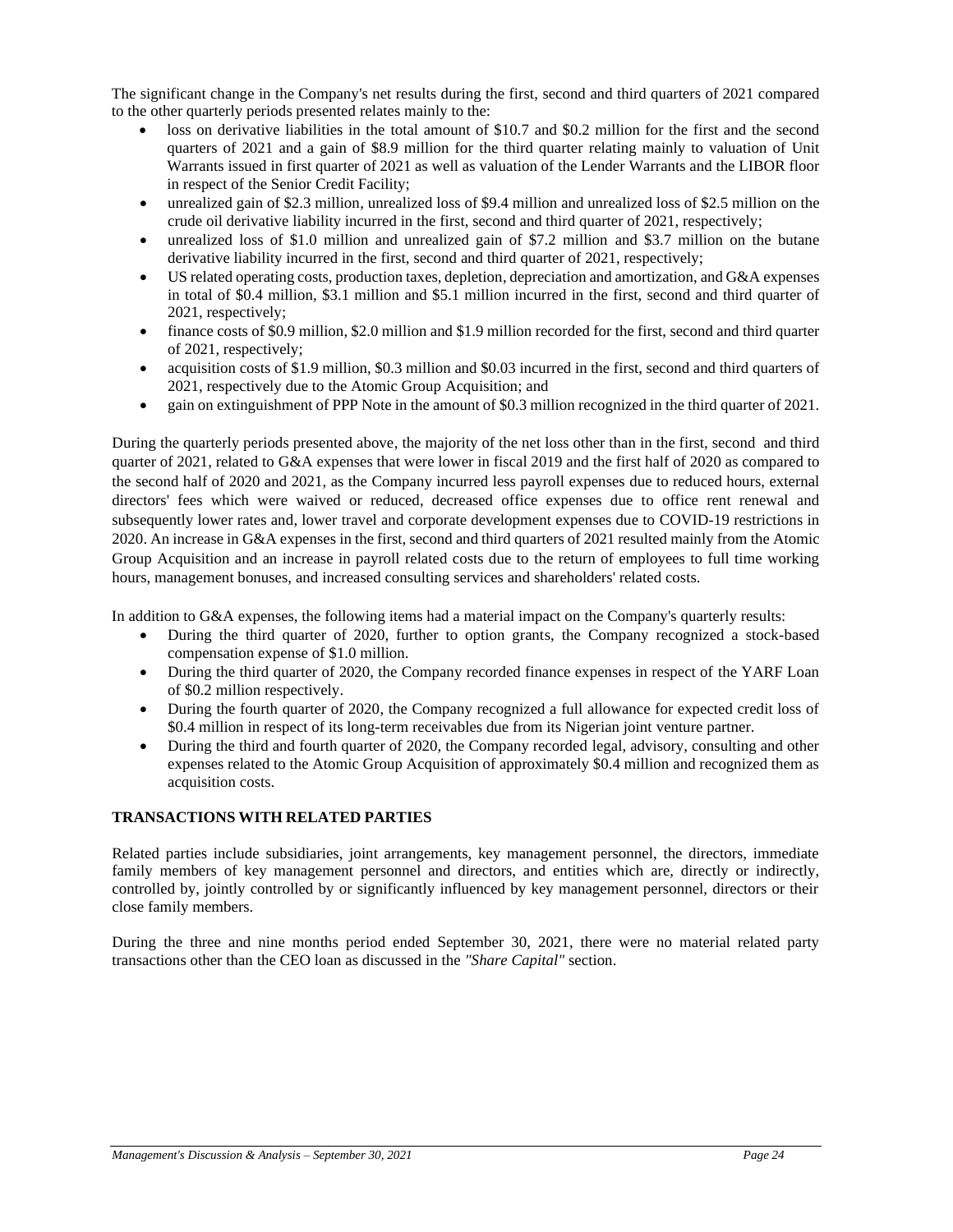The significant change in the Company's net results during the first, second and third quarters of 2021 compared to the other quarterly periods presented relates mainly to the:

- loss on derivative liabilities in the total amount of $10.7 and $0.2 million for the first and the second quarters of 2021 and a gain of $8.9 million for the third quarter relating mainly to valuation of Unit Warrants issued in first quarter of 2021 as well as valuation of the Lender Warrants and the LIBOR floor in respect of the Senior Credit Facility;
- unrealized gain of $2.3 million, unrealized loss of $9.4 million and unrealized loss of $2.5 million on the crude oil derivative liability incurred in the first, second and third quarter of 2021, respectively;
- unrealized loss of $1.0 million and unrealized gain of $7.2 million and $3.7 million on the butane derivative liability incurred in the first, second and third quarter of 2021, respectively;
- US related operating costs, production taxes, depletion, depreciation and amortization, and G&A expenses in total of $0.4 million, $3.1 million and $5.1 million incurred in the first, second and third quarter of 2021, respectively;
- finance costs of $0.9 million, $2.0 million and $1.9 million recorded for the first, second and third quarter of 2021, respectively;
- acquisition costs of $1.9 million, $0.3 million and $0.03 incurred in the first, second and third quarters of 2021, respectively due to the Atomic Group Acquisition; and
- gain on extinguishment of PPP Note in the amount of $0.3 million recognized in the third quarter of 2021.

During the quarterly periods presented above, the majority of the net loss other than in the first, second and third quarter of 2021, related to G&A expenses that were lower in fiscal 2019 and the first half of 2020 as compared to the second half of 2020 and 2021, as the Company incurred less payroll expenses due to reduced hours, external directors' fees which were waived or reduced, decreased office expenses due to office rent renewal and subsequently lower rates and, lower travel and corporate development expenses due to COVID-19 restrictions in 2020. An increase in G&A expenses in the first, second and third quarters of 2021 resulted mainly from the Atomic Group Acquisition and an increase in payroll related costs due to the return of employees to full time working hours, management bonuses, and increased consulting services and shareholders' related costs.

In addition to G&A expenses, the following items had a material impact on the Company's quarterly results:

- During the third quarter of 2020, further to option grants, the Company recognized a stock-based compensation expense of $1.0 million.
- During the third quarter of 2020, the Company recorded finance expenses in respect of the YARF Loan of $0.2 million respectively.
- During the fourth quarter of 2020, the Company recognized a full allowance for expected credit loss of $0.4 million in respect of its long-term receivables due from its Nigerian joint venture partner.
- During the third and fourth quarter of 2020, the Company recorded legal, advisory, consulting and other expenses related to the Atomic Group Acquisition of approximately $0.4 million and recognized them as acquisition costs.

## TRANSACTIONS WITH RELATED PARTIES

Related parties include subsidiaries, joint arrangements, key management personnel, the directors, immediate family members of key management personnel and directors, and entities which are, directly or indirectly, controlled by, jointly controlled by or significantly influenced by key management personnel, directors or their close family members.

During the three and nine months period ended September 30, 2021, there were no material related party transactions other than the CEO loan as discussed in the *"Share Capital"* section.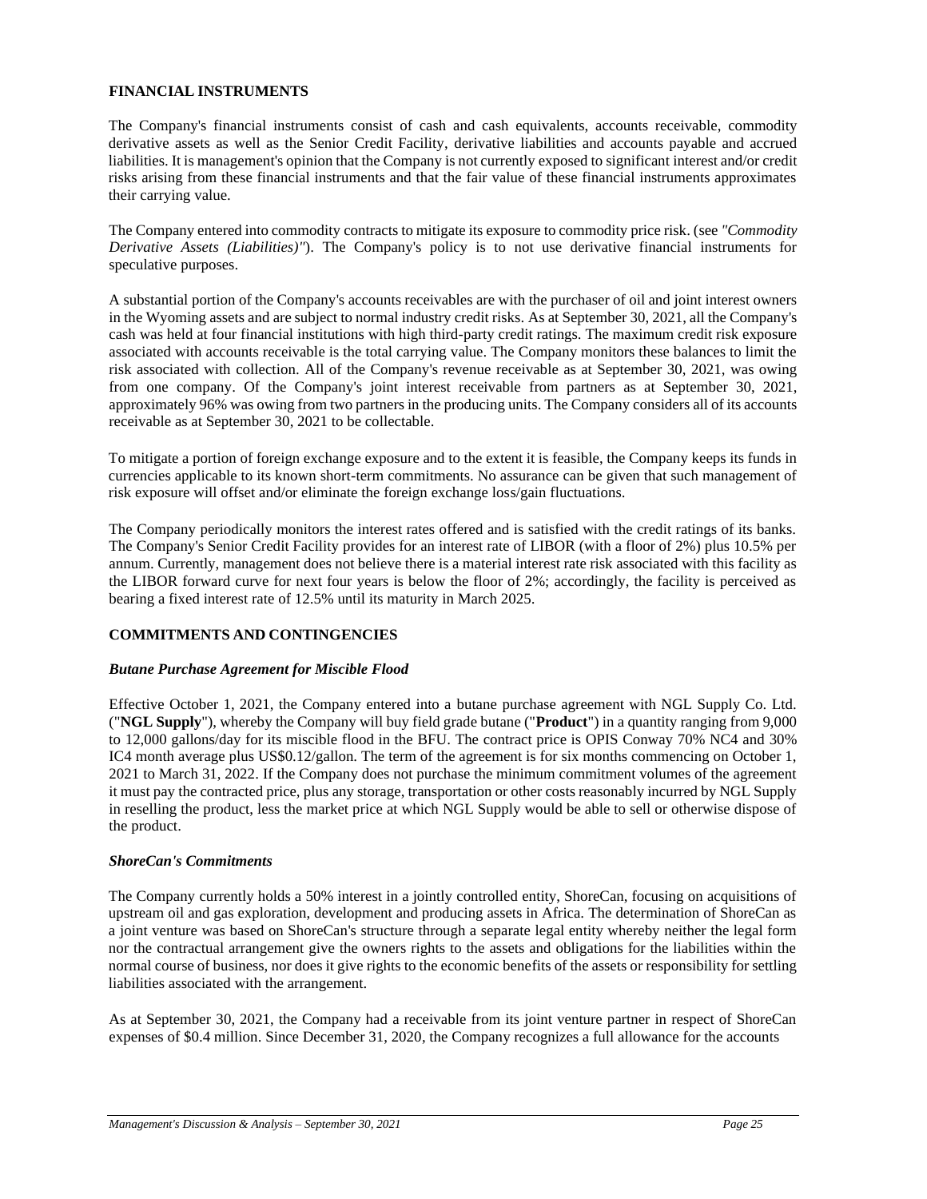## FINANCIAL INSTRUMENTS

The Company's financial instruments consist of cash and cash equivalents, accounts receivable, commodity derivative assets as well as the Senior Credit Facility, derivative liabilities and accounts payable and accrued liabilities. It is management's opinion that the Company is not currently exposed to significant interest and/or credit risks arising from these financial instruments and that the fair value of these financial instruments approximates their carrying value.

The Company entered into commodity contracts to mitigate its exposure to commodity price risk. (see *"Commodity Derivative Assets (Liabilities)"*). The Company's policy is to not use derivative financial instruments for speculative purposes.

A substantial portion of the Company's accounts receivables are with the purchaser of oil and joint interest owners in the Wyoming assets and are subject to normal industry credit risks. As at September 30, 2021, all the Company's cash was held at four financial institutions with high third-party credit ratings. The maximum credit risk exposure associated with accounts receivable is the total carrying value. The Company monitors these balances to limit the risk associated with collection. All of the Company's revenue receivable as at September 30, 2021, was owing from one company. Of the Company's joint interest receivable from partners as at September 30, 2021, approximately 96% was owing from two partners in the producing units. The Company considers all of its accounts receivable as at September 30, 2021 to be collectable.

To mitigate a portion of foreign exchange exposure and to the extent it is feasible, the Company keeps its funds in currencies applicable to its known short-term commitments. No assurance can be given that such management of risk exposure will offset and/or eliminate the foreign exchange loss/gain fluctuations.

The Company periodically monitors the interest rates offered and is satisfied with the credit ratings of its banks. The Company's Senior Credit Facility provides for an interest rate of LIBOR (with a floor of 2%) plus 10.5% per annum. Currently, management does not believe there is a material interest rate risk associated with this facility as the LIBOR forward curve for next four years is below the floor of 2%; accordingly, the facility is perceived as bearing a fixed interest rate of 12.5% until its maturity in March 2025.

## COMMITMENTS AND CONTINGENCIES

### *Butane Purchase Agreement for Miscible Flood*

Effective October 1, 2021, the Company entered into a butane purchase agreement with NGL Supply Co. Ltd. ("**NGL Supply**"), whereby the Company will buy field grade butane ("**Product**") in a quantity ranging from 9,000 to 12,000 gallons/day for its miscible flood in the BFU. The contract price is OPIS Conway 70% NC4 and 30% IC4 month average plus US$0.12/gallon. The term of the agreement is for six months commencing on October 1, 2021 to March 31, 2022. If the Company does not purchase the minimum commitment volumes of the agreement it must pay the contracted price, plus any storage, transportation or other costs reasonably incurred by NGL Supply in reselling the product, less the market price at which NGL Supply would be able to sell or otherwise dispose of the product.

### *ShoreCan's Commitments*

The Company currently holds a 50% interest in a jointly controlled entity, ShoreCan, focusing on acquisitions of upstream oil and gas exploration, development and producing assets in Africa. The determination of ShoreCan as a joint venture was based on ShoreCan's structure through a separate legal entity whereby neither the legal form nor the contractual arrangement give the owners rights to the assets and obligations for the liabilities within the normal course of business, nor does it give rights to the economic benefits of the assets or responsibility for settling liabilities associated with the arrangement.

As at September 30, 2021, the Company had a receivable from its joint venture partner in respect of ShoreCan expenses of $0.4 million. Since December 31, 2020, the Company recognizes a full allowance for the accounts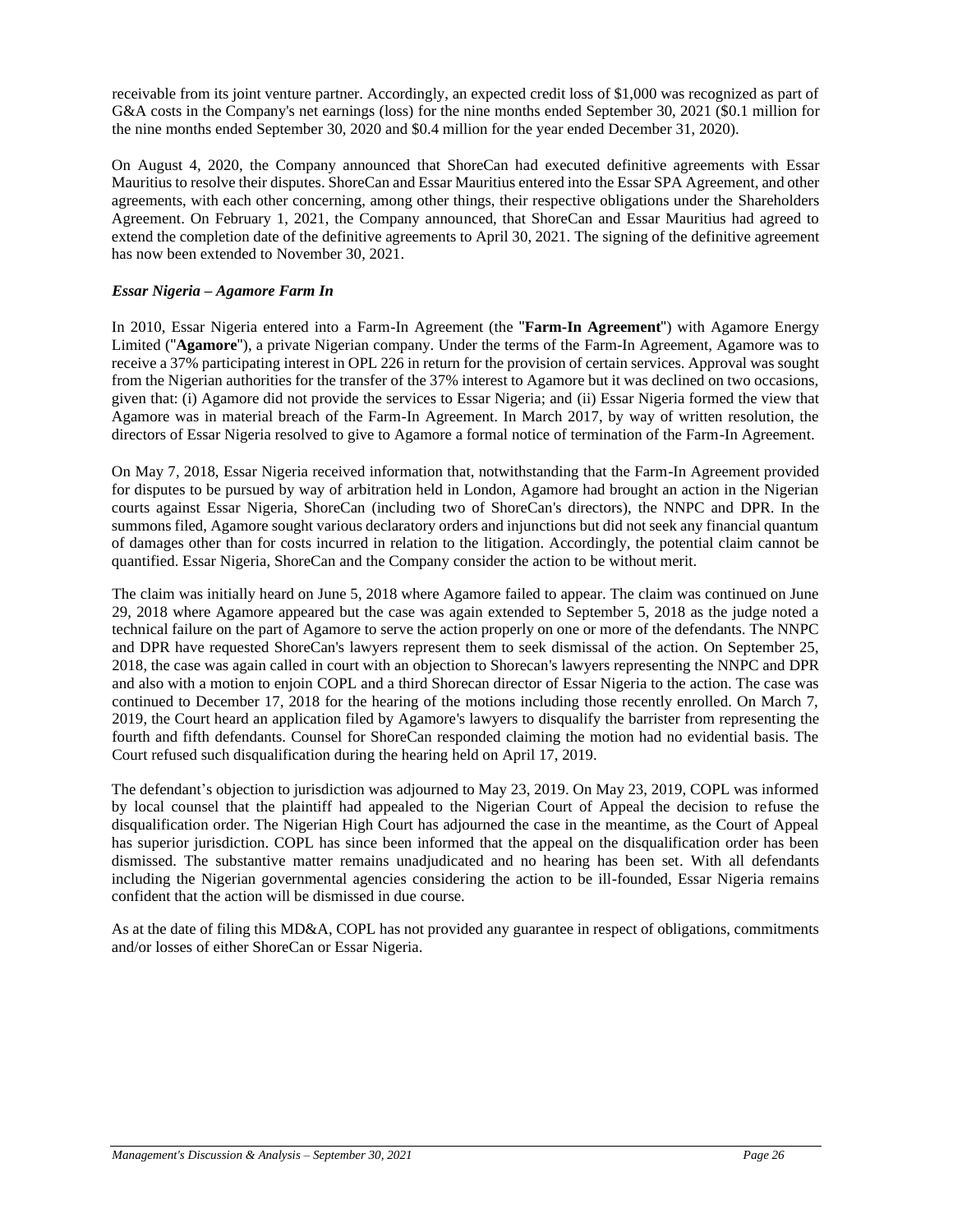receivable from its joint venture partner. Accordingly, an expected credit loss of $1,000 was recognized as part of G&A costs in the Company's net earnings (loss) for the nine months ended September 30, 2021 ($0.1 million for the nine months ended September 30, 2020 and $0.4 million for the year ended December 31, 2020).

On August 4, 2020, the Company announced that ShoreCan had executed definitive agreements with Essar Mauritius to resolve their disputes. ShoreCan and Essar Mauritius entered into the Essar SPA Agreement, and other agreements, with each other concerning, among other things, their respective obligations under the Shareholders Agreement. On February 1, 2021, the Company announced, that ShoreCan and Essar Mauritius had agreed to extend the completion date of the definitive agreements to April 30, 2021. The signing of the definitive agreement has now been extended to November 30, 2021.

### *Essar Nigeria – Agamore Farm In*

In 2010, Essar Nigeria entered into a Farm-In Agreement (the "**Farm-In Agreement**") with Agamore Energy Limited ("**Agamore**"), a private Nigerian company. Under the terms of the Farm-In Agreement, Agamore was to receive a 37% participating interest in OPL 226 in return for the provision of certain services. Approval was sought from the Nigerian authorities for the transfer of the 37% interest to Agamore but it was declined on two occasions, given that: (i) Agamore did not provide the services to Essar Nigeria; and (ii) Essar Nigeria formed the view that Agamore was in material breach of the Farm-In Agreement. In March 2017, by way of written resolution, the directors of Essar Nigeria resolved to give to Agamore a formal notice of termination of the Farm-In Agreement.

On May 7, 2018, Essar Nigeria received information that, notwithstanding that the Farm-In Agreement provided for disputes to be pursued by way of arbitration held in London, Agamore had brought an action in the Nigerian courts against Essar Nigeria, ShoreCan (including two of ShoreCan's directors), the NNPC and DPR. In the summons filed, Agamore sought various declaratory orders and injunctions but did not seek any financial quantum of damages other than for costs incurred in relation to the litigation. Accordingly, the potential claim cannot be quantified. Essar Nigeria, ShoreCan and the Company consider the action to be without merit.

The claim was initially heard on June 5, 2018 where Agamore failed to appear. The claim was continued on June 29, 2018 where Agamore appeared but the case was again extended to September 5, 2018 as the judge noted a technical failure on the part of Agamore to serve the action properly on one or more of the defendants. The NNPC and DPR have requested ShoreCan's lawyers represent them to seek dismissal of the action. On September 25, 2018, the case was again called in court with an objection to Shorecan's lawyers representing the NNPC and DPR and also with a motion to enjoin COPL and a third Shorecan director of Essar Nigeria to the action. The case was continued to December 17, 2018 for the hearing of the motions including those recently enrolled. On March 7, 2019, the Court heard an application filed by Agamore's lawyers to disqualify the barrister from representing the fourth and fifth defendants. Counsel for ShoreCan responded claiming the motion had no evidential basis. The Court refused such disqualification during the hearing held on April 17, 2019.

The defendant's objection to jurisdiction was adjourned to May 23, 2019. On May 23, 2019, COPL was informed by local counsel that the plaintiff had appealed to the Nigerian Court of Appeal the decision to refuse the disqualification order. The Nigerian High Court has adjourned the case in the meantime, as the Court of Appeal has superior jurisdiction. COPL has since been informed that the appeal on the disqualification order has been dismissed. The substantive matter remains unadjudicated and no hearing has been set. With all defendants including the Nigerian governmental agencies considering the action to be ill-founded, Essar Nigeria remains confident that the action will be dismissed in due course.

As at the date of filing this MD&A, COPL has not provided any guarantee in respect of obligations, commitments and/or losses of either ShoreCan or Essar Nigeria.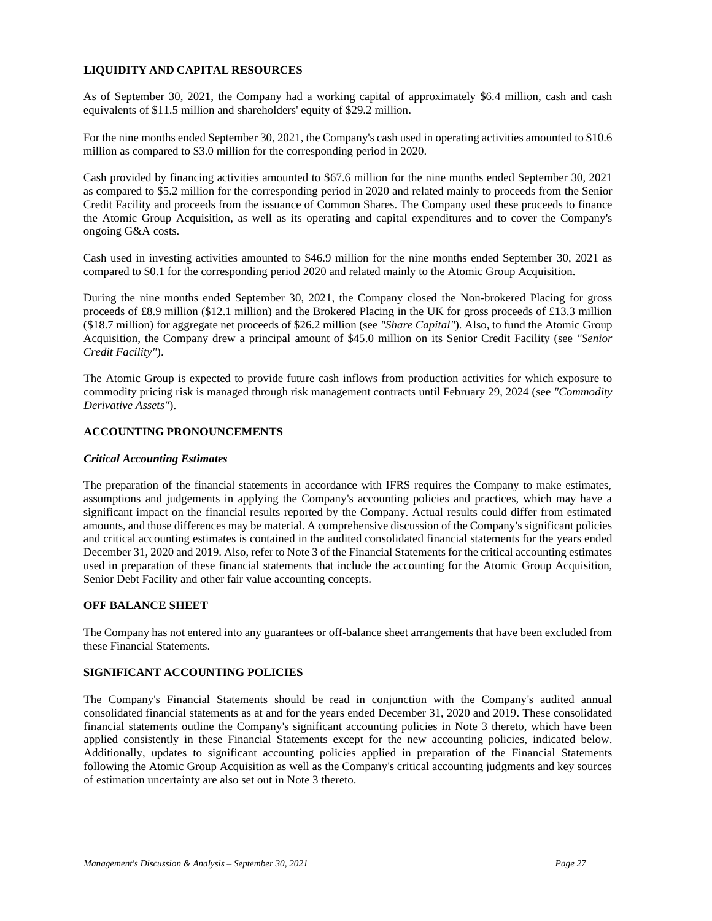## LIQUIDITY AND CAPITAL RESOURCES

As of September 30, 2021, the Company had a working capital of approximately $6.4 million, cash and cash equivalents of $11.5 million and shareholders' equity of $29.2 million.

For the nine months ended September 30, 2021, the Company's cash used in operating activities amounted to $10.6 million as compared to $3.0 million for the corresponding period in 2020.

Cash provided by financing activities amounted to $67.6 million for the nine months ended September 30, 2021 as compared to $5.2 million for the corresponding period in 2020 and related mainly to proceeds from the Senior Credit Facility and proceeds from the issuance of Common Shares. The Company used these proceeds to finance the Atomic Group Acquisition, as well as its operating and capital expenditures and to cover the Company's ongoing G&A costs.

Cash used in investing activities amounted to $46.9 million for the nine months ended September 30, 2021 as compared to $0.1 for the corresponding period 2020 and related mainly to the Atomic Group Acquisition.

During the nine months ended September 30, 2021, the Company closed the Non-brokered Placing for gross proceeds of £8.9 million ($12.1 million) and the Brokered Placing in the UK for gross proceeds of £13.3 million ($18.7 million) for aggregate net proceeds of $26.2 million (see *"Share Capital"*). Also, to fund the Atomic Group Acquisition, the Company drew a principal amount of $45.0 million on its Senior Credit Facility (see *"Senior Credit Facility"*).

The Atomic Group is expected to provide future cash inflows from production activities for which exposure to commodity pricing risk is managed through risk management contracts until February 29, 2024 (see *"Commodity Derivative Assets"*).

## ACCOUNTING PRONOUNCEMENTS

### *Critical Accounting Estimates*

The preparation of the financial statements in accordance with IFRS requires the Company to make estimates, assumptions and judgements in applying the Company's accounting policies and practices, which may have a significant impact on the financial results reported by the Company. Actual results could differ from estimated amounts, and those differences may be material. A comprehensive discussion of the Company's significant policies and critical accounting estimates is contained in the audited consolidated financial statements for the years ended December 31, 2020 and 2019. Also, refer to Note 3 of the Financial Statements for the critical accounting estimates used in preparation of these financial statements that include the accounting for the Atomic Group Acquisition, Senior Debt Facility and other fair value accounting concepts.

## OFF BALANCE SHEET

The Company has not entered into any guarantees or off-balance sheet arrangements that have been excluded from these Financial Statements.

## SIGNIFICANT ACCOUNTING POLICIES

The Company's Financial Statements should be read in conjunction with the Company's audited annual consolidated financial statements as at and for the years ended December 31, 2020 and 2019. These consolidated financial statements outline the Company's significant accounting policies in Note 3 thereto, which have been applied consistently in these Financial Statements except for the new accounting policies, indicated below. Additionally, updates to significant accounting policies applied in preparation of the Financial Statements following the Atomic Group Acquisition as well as the Company's critical accounting judgments and key sources of estimation uncertainty are also set out in Note 3 thereto.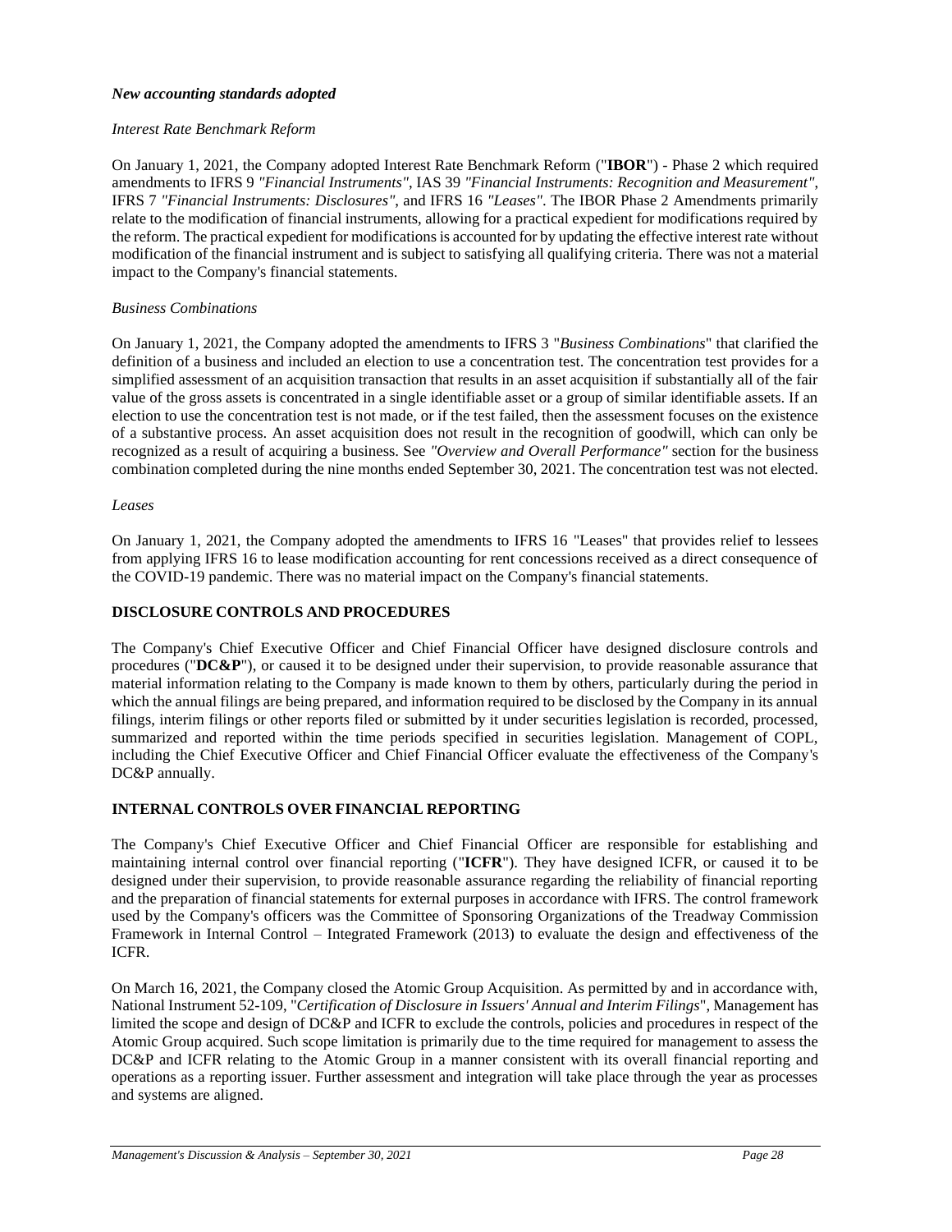### *New accounting standards adopted*

*Interest Rate Benchmark Reform*

On January 1, 2021, the Company adopted Interest Rate Benchmark Reform ("**IBOR**") - Phase 2 which required amendments to IFRS 9 *"Financial Instruments"*, IAS 39 *"Financial Instruments: Recognition and Measurement"*, IFRS 7 *"Financial Instruments: Disclosures"*, and IFRS 16 *"Leases"*. The IBOR Phase 2 Amendments primarily relate to the modification of financial instruments, allowing for a practical expedient for modifications required by the reform. The practical expedient for modifications is accounted for by updating the effective interest rate without modification of the financial instrument and is subject to satisfying all qualifying criteria. There was not a material impact to the Company's financial statements.

*Business Combinations*

On January 1, 2021, the Company adopted the amendments to IFRS 3 "*Business Combinations*" that clarified the definition of a business and included an election to use a concentration test. The concentration test provides for a simplified assessment of an acquisition transaction that results in an asset acquisition if substantially all of the fair value of the gross assets is concentrated in a single identifiable asset or a group of similar identifiable assets. If an election to use the concentration test is not made, or if the test failed, then the assessment focuses on the existence of a substantive process. An asset acquisition does not result in the recognition of goodwill, which can only be recognized as a result of acquiring a business. See *"Overview and Overall Performance"* section for the business combination completed during the nine months ended September 30, 2021. The concentration test was not elected.

*Leases*

On January 1, 2021, the Company adopted the amendments to IFRS 16 "Leases" that provides relief to lessees from applying IFRS 16 to lease modification accounting for rent concessions received as a direct consequence of the COVID-19 pandemic. There was no material impact on the Company's financial statements.

## DISCLOSURE CONTROLS AND PROCEDURES

The Company's Chief Executive Officer and Chief Financial Officer have designed disclosure controls and procedures ("**DC&P**"), or caused it to be designed under their supervision, to provide reasonable assurance that material information relating to the Company is made known to them by others, particularly during the period in which the annual filings are being prepared, and information required to be disclosed by the Company in its annual filings, interim filings or other reports filed or submitted by it under securities legislation is recorded, processed, summarized and reported within the time periods specified in securities legislation. Management of COPL, including the Chief Executive Officer and Chief Financial Officer evaluate the effectiveness of the Company's DC&P annually.

## INTERNAL CONTROLS OVER FINANCIAL REPORTING

The Company's Chief Executive Officer and Chief Financial Officer are responsible for establishing and maintaining internal control over financial reporting ("**ICFR**"). They have designed ICFR, or caused it to be designed under their supervision, to provide reasonable assurance regarding the reliability of financial reporting and the preparation of financial statements for external purposes in accordance with IFRS. The control framework used by the Company's officers was the Committee of Sponsoring Organizations of the Treadway Commission Framework in Internal Control – Integrated Framework (2013) to evaluate the design and effectiveness of the ICFR.

On March 16, 2021, the Company closed the Atomic Group Acquisition. As permitted by and in accordance with, National Instrument 52-109, "*Certification of Disclosure in Issuers' Annual and Interim Filings*", Management has limited the scope and design of DC&P and ICFR to exclude the controls, policies and procedures in respect of the Atomic Group acquired. Such scope limitation is primarily due to the time required for management to assess the DC&P and ICFR relating to the Atomic Group in a manner consistent with its overall financial reporting and operations as a reporting issuer. Further assessment and integration will take place through the year as processes and systems are aligned.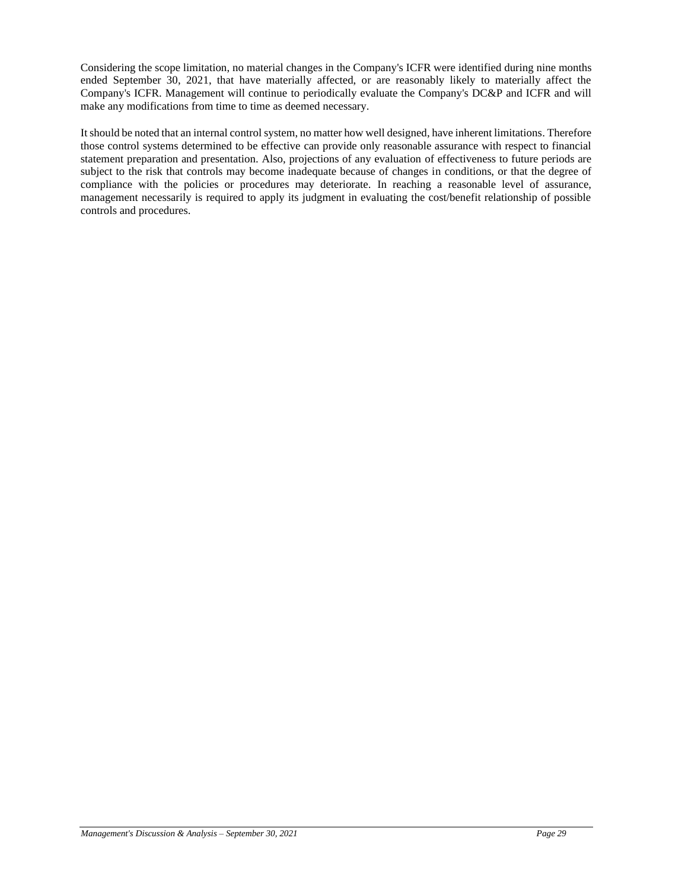Considering the scope limitation, no material changes in the Company's ICFR were identified during nine months ended September 30, 2021, that have materially affected, or are reasonably likely to materially affect the Company's ICFR. Management will continue to periodically evaluate the Company's DC&P and ICFR and will make any modifications from time to time as deemed necessary.

It should be noted that an internal control system, no matter how well designed, have inherent limitations. Therefore those control systems determined to be effective can provide only reasonable assurance with respect to financial statement preparation and presentation. Also, projections of any evaluation of effectiveness to future periods are subject to the risk that controls may become inadequate because of changes in conditions, or that the degree of compliance with the policies or procedures may deteriorate. In reaching a reasonable level of assurance, management necessarily is required to apply its judgment in evaluating the cost/benefit relationship of possible controls and procedures.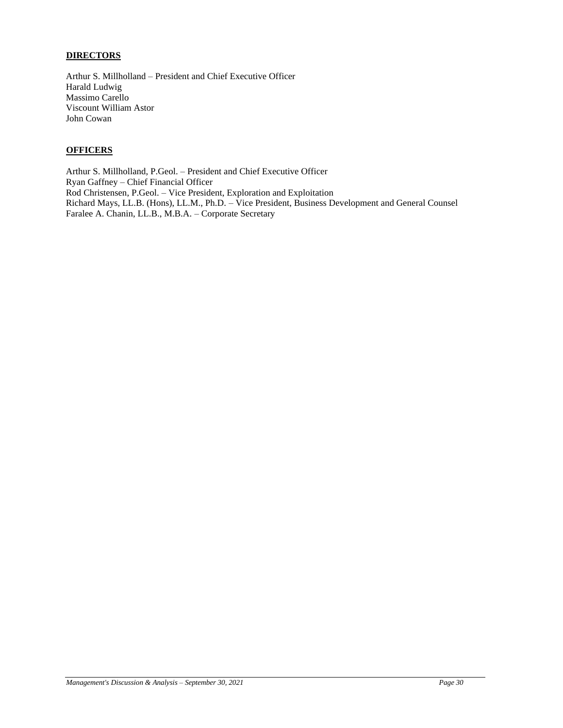**DIRECTORS**

Arthur S. Millholland – President and Chief Executive Officer
Harald Ludwig
Massimo Carello
Viscount William Astor
John Cowan

**OFFICERS**

Arthur S. Millholland, P.Geol. – President and Chief Executive Officer
Ryan Gaffney – Chief Financial Officer
Rod Christensen, P.Geol. – Vice President, Exploration and Exploitation
Richard Mays, LL.B. (Hons), LL.M., Ph.D. – Vice President, Business Development and General Counsel
Faralee A. Chanin, LL.B., M.B.A. – Corporate Secretary